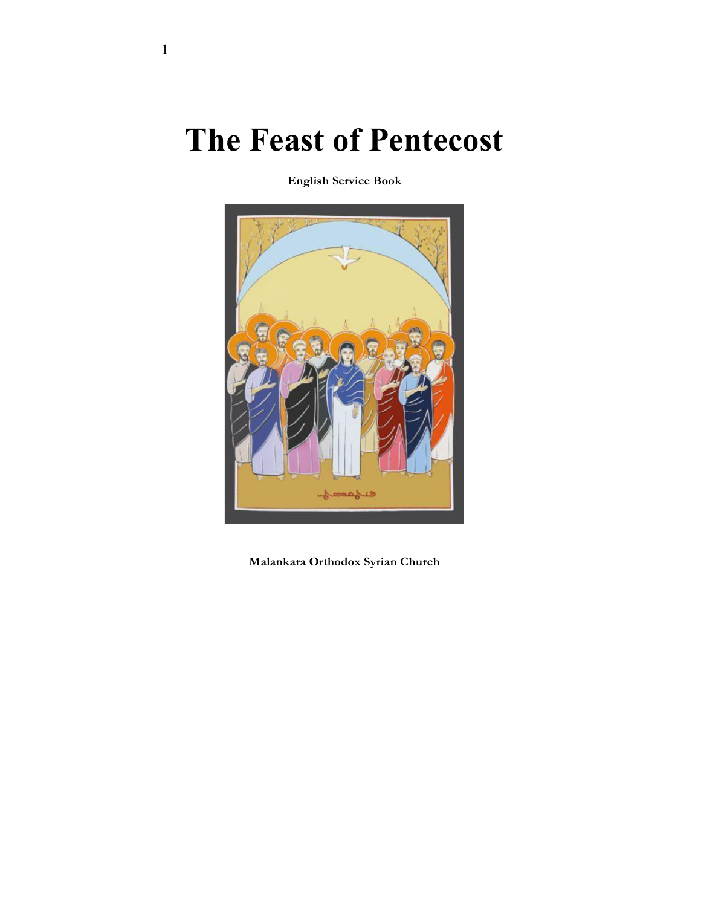# The Feast of Pentecost

**English Service Book**

**Malankara Orthodox Syrian Church**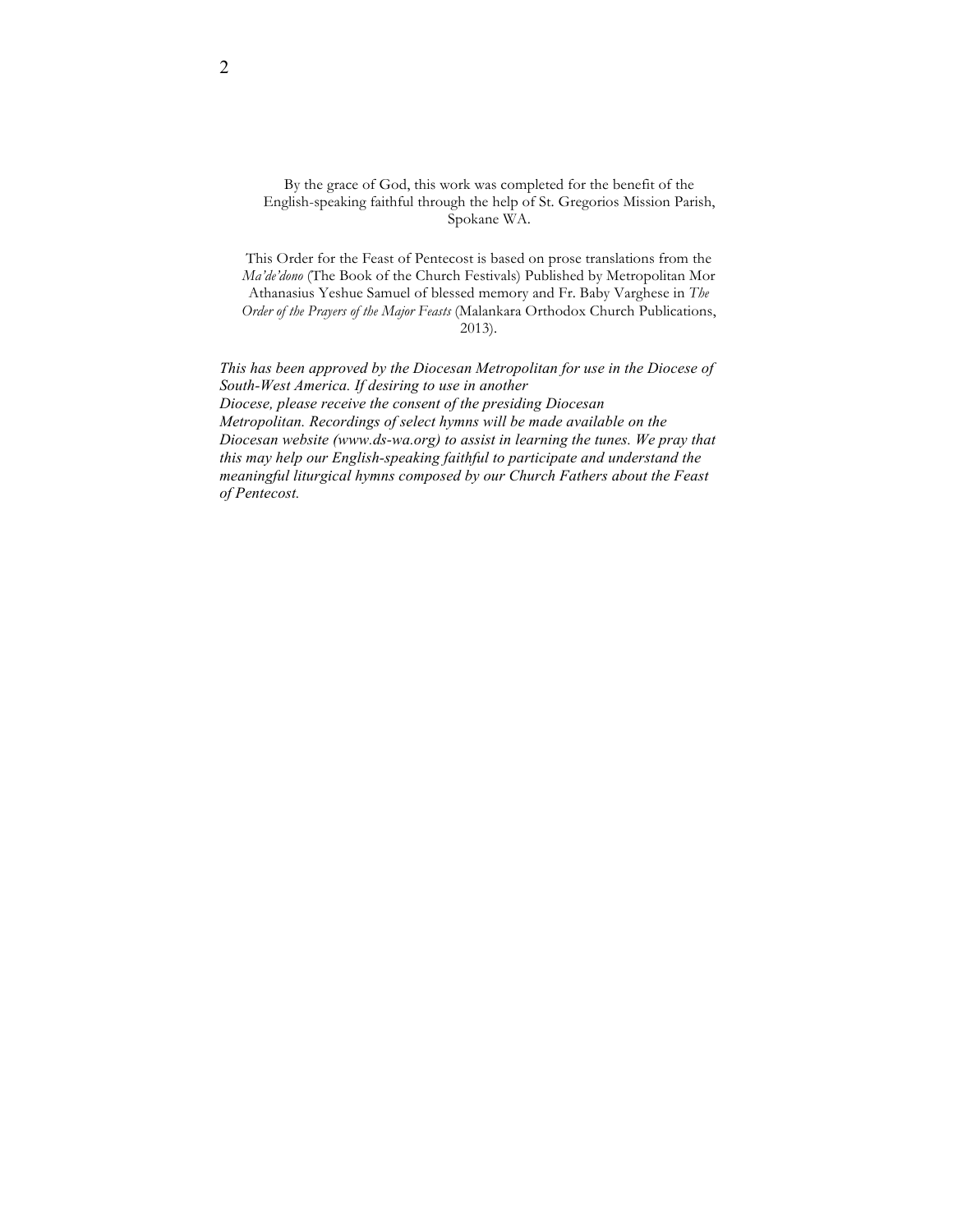By the grace of God, this work was completed for the benefit of the English-speaking faithful through the help of St. Gregorios Mission Parish, Spokane WA.

This Order for the Feast of Pentecost is based on prose translations from the *Ma'de'dono* (The Book of the Church Festivals) Published by Metropolitan Mor Athanasius Yeshue Samuel of blessed memory and Fr. Baby Varghese in *The Order of the Prayers of the Major Feasts* (Malankara Orthodox Church Publications, 2013).

*This has been approved by the Diocesan Metropolitan for use in the Diocese of South-West America. If desiring to use in another Diocese, please receive the consent of the presiding Diocesan Metropolitan. Recordings of select hymns will be made available on the Diocesan website (www.ds-wa.org) to assist in learning the tunes. We pray that this may help our English-speaking faithful to participate and understand the meaningful liturgical hymns composed by our Church Fathers about the Feast of Pentecost.*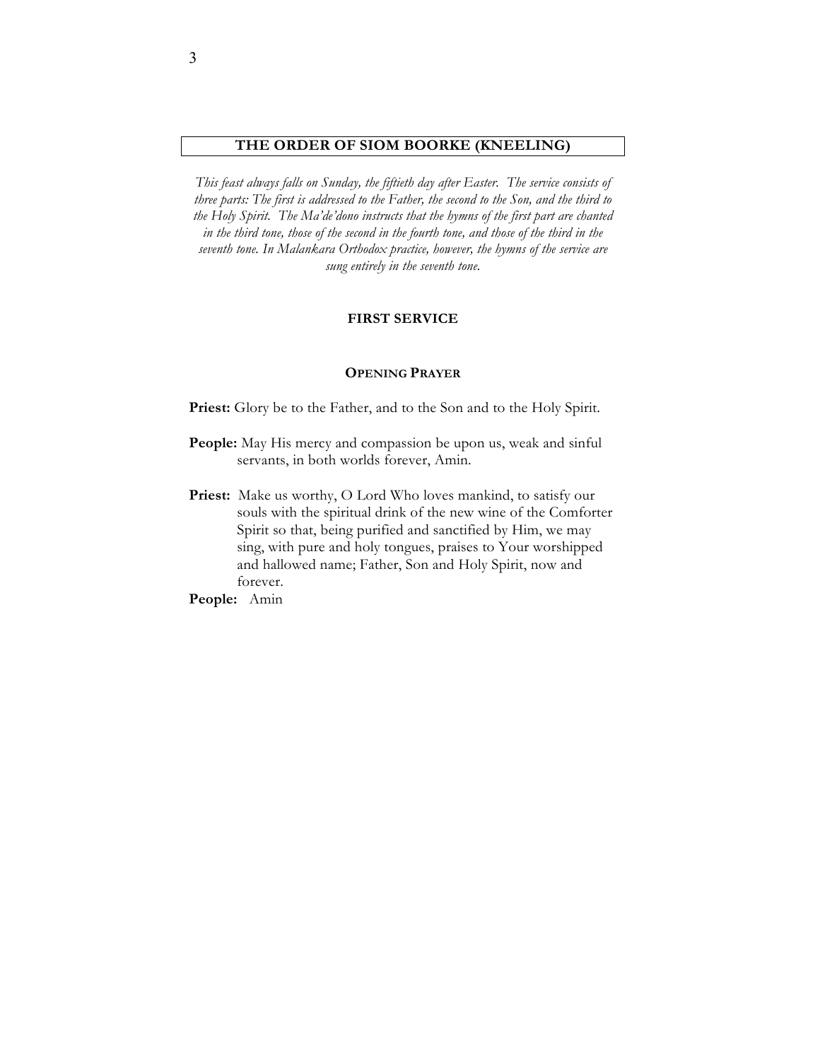# THE ORDER OF SIOM BOORKE (KNEELING)

*This feast always falls on Sunday, the fiftieth day after Easter. The service consists of three parts: The first is addressed to the Father, the second to the Son, and the third to the Holy Spirit. The Ma'de'dono instructs that the hymns of the first part are chanted in the third tone, those of the second in the fourth tone, and those of the third in the seventh tone. In Malankara Orthodox practice, however, the hymns of the service are sung entirely in the seventh tone.*

## FIRST SERVICE

### OPENING PRAYER

**Priest:** Glory be to the Father, and to the Son and to the Holy Spirit.

**People:** May His mercy and compassion be upon us, weak and sinful servants, in both worlds forever, Amin.

**Priest:** Make us worthy, O Lord Who loves mankind, to satisfy our souls with the spiritual drink of the new wine of the Comforter Spirit so that, being purified and sanctified by Him, we may sing, with pure and holy tongues, praises to Your worshipped and hallowed name; Father, Son and Holy Spirit, now and forever.

**People:** Amin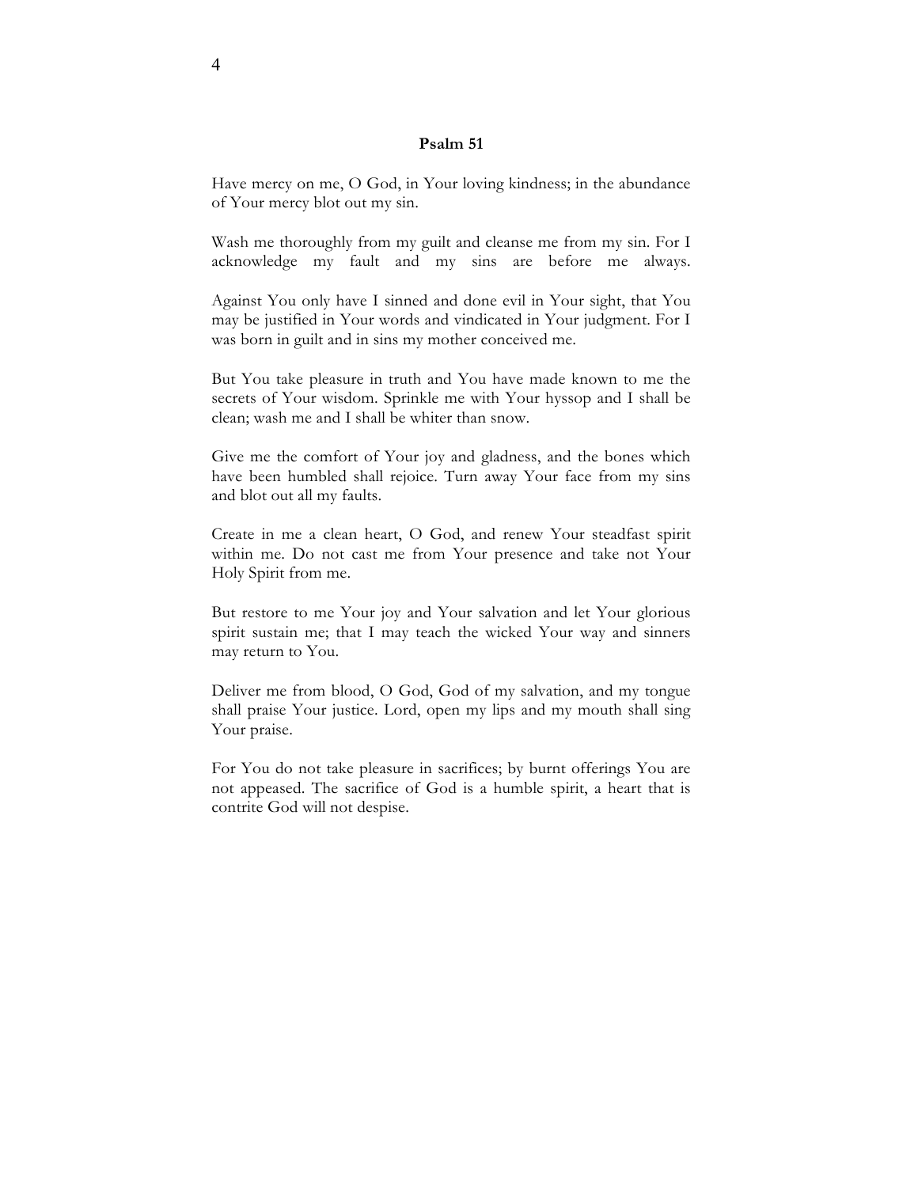**Psalm 51**

Have mercy on me, O God, in Your loving kindness; in the abundance of Your mercy blot out my sin.

Wash me thoroughly from my guilt and cleanse me from my sin. For I acknowledge my fault and my sins are before me always.

Against You only have I sinned and done evil in Your sight, that You may be justified in Your words and vindicated in Your judgment. For I was born in guilt and in sins my mother conceived me.

But You take pleasure in truth and You have made known to me the secrets of Your wisdom. Sprinkle me with Your hyssop and I shall be clean; wash me and I shall be whiter than snow.

Give me the comfort of Your joy and gladness, and the bones which have been humbled shall rejoice. Turn away Your face from my sins and blot out all my faults.

Create in me a clean heart, O God, and renew Your steadfast spirit within me. Do not cast me from Your presence and take not Your Holy Spirit from me.

But restore to me Your joy and Your salvation and let Your glorious spirit sustain me; that I may teach the wicked Your way and sinners may return to You.

Deliver me from blood, O God, God of my salvation, and my tongue shall praise Your justice. Lord, open my lips and my mouth shall sing Your praise.

For You do not take pleasure in sacrifices; by burnt offerings You are not appeased. The sacrifice of God is a humble spirit, a heart that is contrite God will not despise.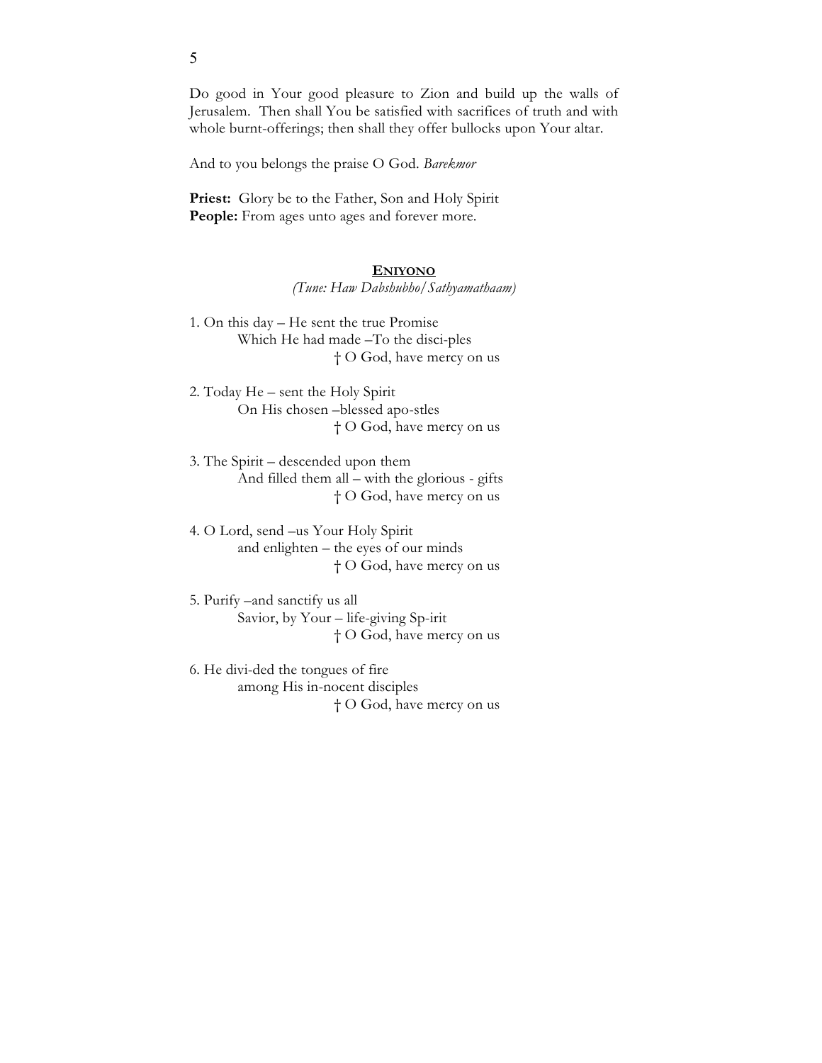Do good in Your good pleasure to Zion and build up the walls of Jerusalem. Then shall You be satisfied with sacrifices of truth and with whole burnt-offerings; then shall they offer bullocks upon Your altar.

And to you belongs the praise O God. *Barekmor*

**Priest:** Glory be to the Father, Son and Holy Spirit
**People:** From ages unto ages and forever more.

## ENIYONO

*(Tune: Haw Dabshubho/Sathyamathaam)*

1. On this day – He sent the true Promise
 Which He had made –To the disci-ples
 † O God, have mercy on us

2. Today He – sent the Holy Spirit
 On His chosen –blessed apo-stles
 † O God, have mercy on us

3. The Spirit – descended upon them
 And filled them all – with the glorious - gifts
 † O God, have mercy on us

4. O Lord, send –us Your Holy Spirit
 and enlighten – the eyes of our minds
 † O God, have mercy on us

5. Purify –and sanctify us all
 Savior, by Your – life-giving Sp-irit
 † O God, have mercy on us

6. He divi-ded the tongues of fire
 among His in-nocent disciples
 † O God, have mercy on us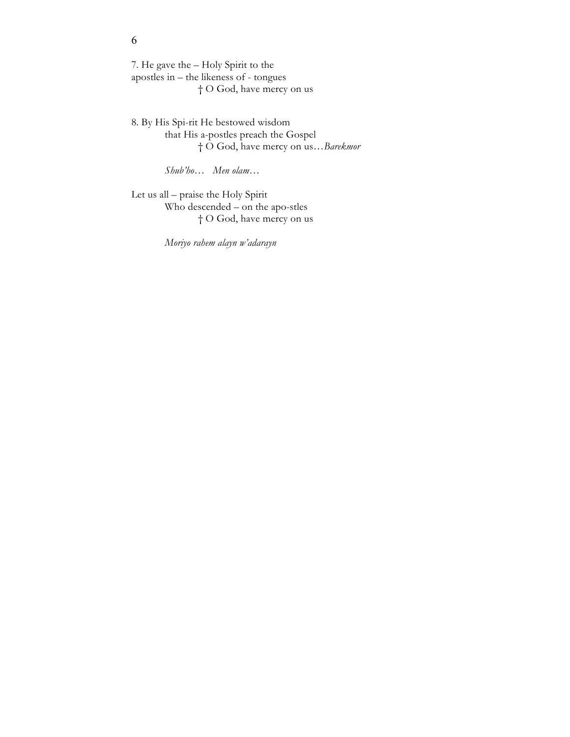7. He gave the – Holy Spirit to the
apostles in – the likeness of - tongues
† O God, have mercy on us

8. By His Spi-rit He bestowed wisdom
that His a-postles preach the Gospel
† O God, have mercy on us…*Barekmor*

*Shub'ho… Men olam…*

Let us all – praise the Holy Spirit
Who descended – on the apo-stles
† O God, have mercy on us

*Moriyo rahem alayn w'adarayn*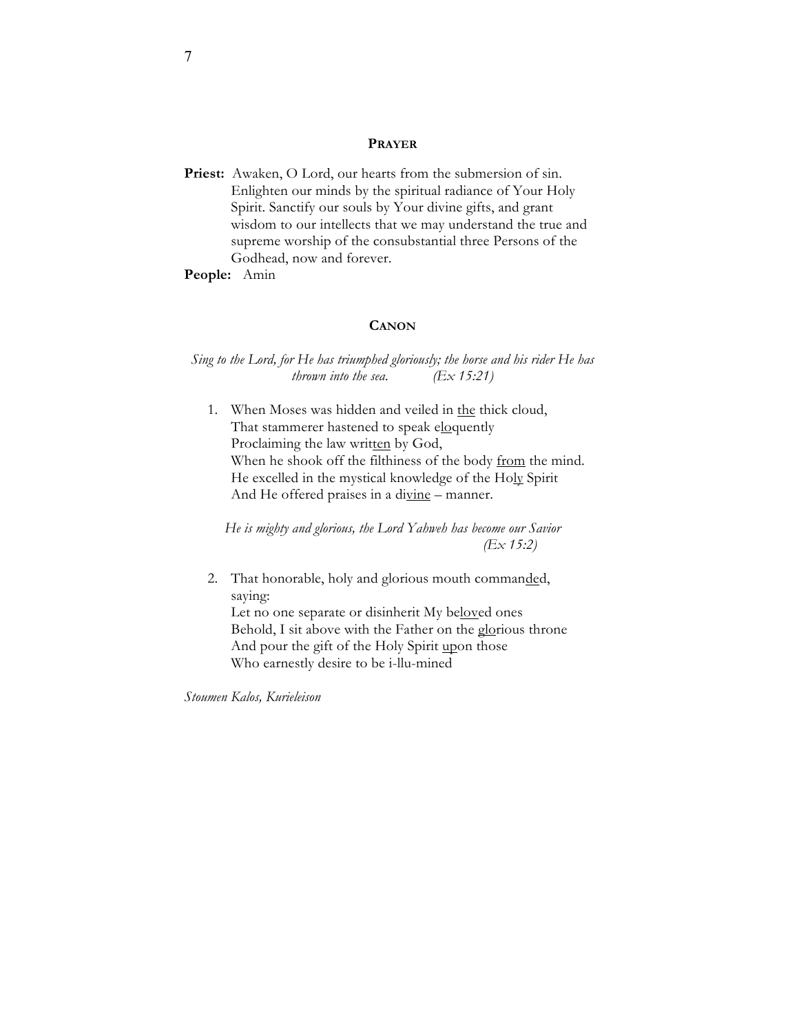## PRAYER

**Priest:** Awaken, O Lord, our hearts from the submersion of sin. Enlighten our minds by the spiritual radiance of Your Holy Spirit. Sanctify our souls by Your divine gifts, and grant wisdom to our intellects that we may understand the true and supreme worship of the consubstantial three Persons of the Godhead, now and forever.

**People:** Amin

## CANON

*Sing to the Lord, for He has triumphed gloriously; the horse and his rider He has thrown into the sea.* *(Ex 15:21)*

1. When Moses was hidden and veiled in <u>the</u> thick cloud,
   That stammerer hastened to speak e<u>lo</u>quently
   Proclaiming the law writ<u>ten</u> by God,
   When he shook off the filthiness of the body <u>from</u> the mind.
   He excelled in the mystical knowledge of the Ho<u>ly</u> Spirit
   And He offered praises in a di<u>vine</u> – manner.

*He is mighty and glorious, the Lord Yahweh has become our Savior* *(Ex 15:2)*

2. That honorable, holy and glorious mouth comman<u>de</u>d, saying:
   Let no one separate or disinherit My be<u>lov</u>ed ones
   Behold, I sit above with the Father on the <u>glo</u>rious throne
   And pour the gift of the Holy Spirit <u>up</u>on those
   Who earnestly desire to be i-llu-mined

*Stoumen Kalos, Kurieleison*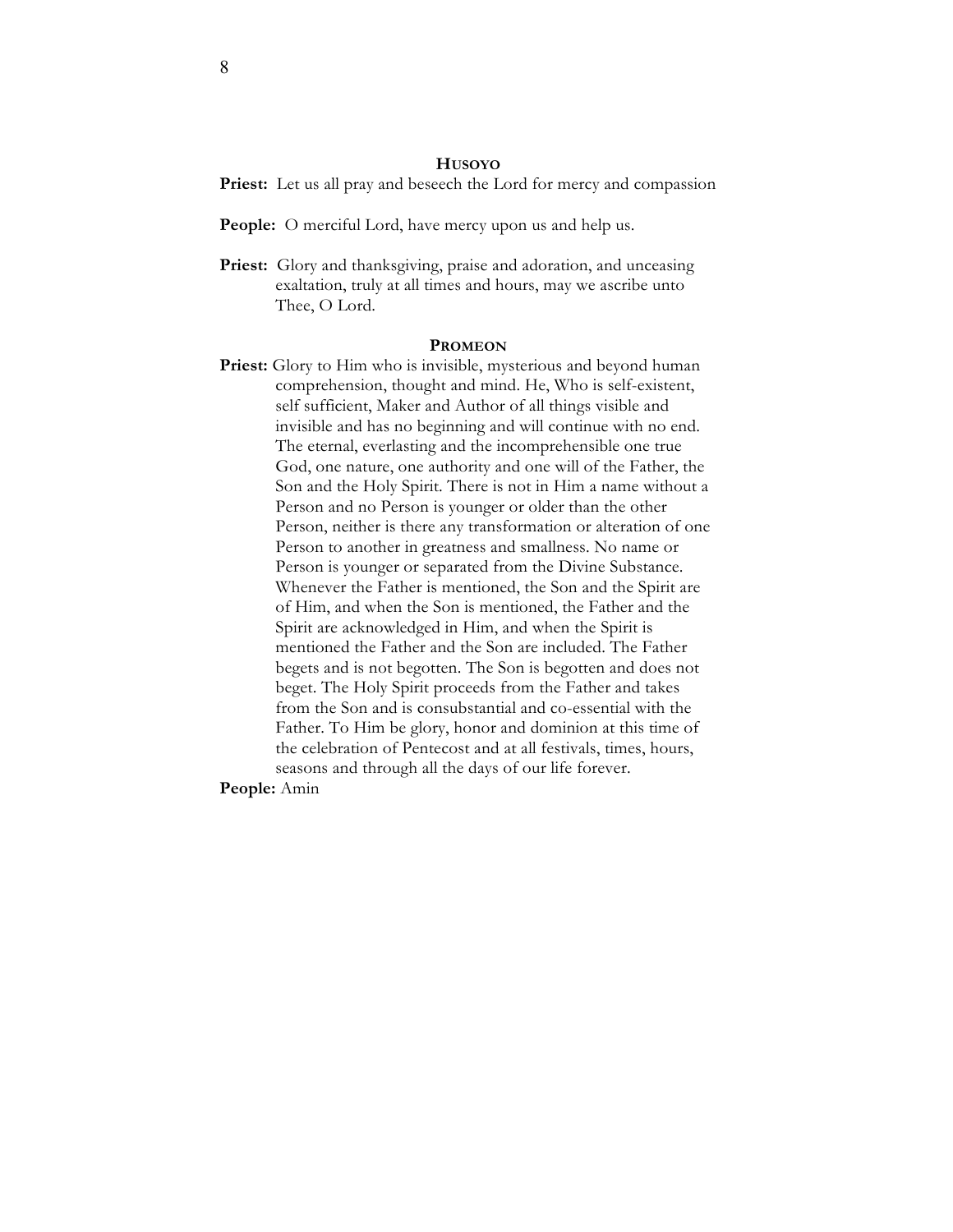## HUSOYO

**Priest:** Let us all pray and beseech the Lord for mercy and compassion

**People:** O merciful Lord, have mercy upon us and help us.

**Priest:** Glory and thanksgiving, praise and adoration, and unceasing exaltation, truly at all times and hours, may we ascribe unto Thee, O Lord.

## PROMEON

**Priest:** Glory to Him who is invisible, mysterious and beyond human comprehension, thought and mind. He, Who is self-existent, self sufficient, Maker and Author of all things visible and invisible and has no beginning and will continue with no end. The eternal, everlasting and the incomprehensible one true God, one nature, one authority and one will of the Father, the Son and the Holy Spirit. There is not in Him a name without a Person and no Person is younger or older than the other Person, neither is there any transformation or alteration of one Person to another in greatness and smallness. No name or Person is younger or separated from the Divine Substance. Whenever the Father is mentioned, the Son and the Spirit are of Him, and when the Son is mentioned, the Father and the Spirit are acknowledged in Him, and when the Spirit is mentioned the Father and the Son are included. The Father begets and is not begotten. The Son is begotten and does not beget. The Holy Spirit proceeds from the Father and takes from the Son and is consubstantial and co-essential with the Father. To Him be glory, honor and dominion at this time of the celebration of Pentecost and at all festivals, times, hours, seasons and through all the days of our life forever.

**People:** Amin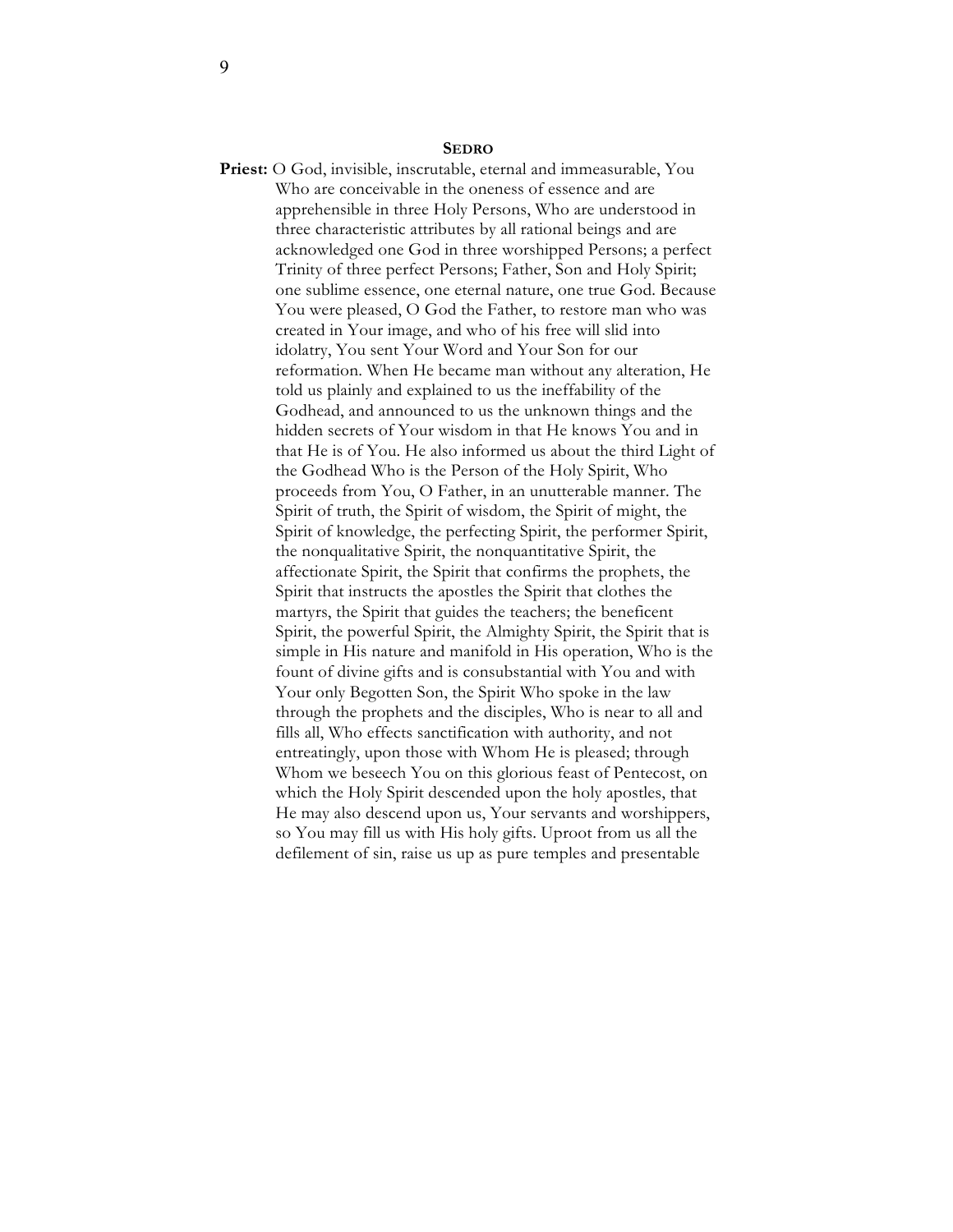### SEDRO

**Priest:** O God, invisible, inscrutable, eternal and immeasurable, You Who are conceivable in the oneness of essence and are apprehensible in three Holy Persons, Who are understood in three characteristic attributes by all rational beings and are acknowledged one God in three worshipped Persons; a perfect Trinity of three perfect Persons; Father, Son and Holy Spirit; one sublime essence, one eternal nature, one true God. Because You were pleased, O God the Father, to restore man who was created in Your image, and who of his free will slid into idolatry, You sent Your Word and Your Son for our reformation. When He became man without any alteration, He told us plainly and explained to us the ineffability of the Godhead, and announced to us the unknown things and the hidden secrets of Your wisdom in that He knows You and in that He is of You. He also informed us about the third Light of the Godhead Who is the Person of the Holy Spirit, Who proceeds from You, O Father, in an unutterable manner. The Spirit of truth, the Spirit of wisdom, the Spirit of might, the Spirit of knowledge, the perfecting Spirit, the performer Spirit, the nonqualitative Spirit, the nonquantitative Spirit, the affectionate Spirit, the Spirit that confirms the prophets, the Spirit that instructs the apostles the Spirit that clothes the martyrs, the Spirit that guides the teachers; the beneficent Spirit, the powerful Spirit, the Almighty Spirit, the Spirit that is simple in His nature and manifold in His operation, Who is the fount of divine gifts and is consubstantial with You and with Your only Begotten Son, the Spirit Who spoke in the law through the prophets and the disciples, Who is near to all and fills all, Who effects sanctification with authority, and not entreatingly, upon those with Whom He is pleased; through Whom we beseech You on this glorious feast of Pentecost, on which the Holy Spirit descended upon the holy apostles, that He may also descend upon us, Your servants and worshippers, so You may fill us with His holy gifts. Uproot from us all the defilement of sin, raise us up as pure temples and presentable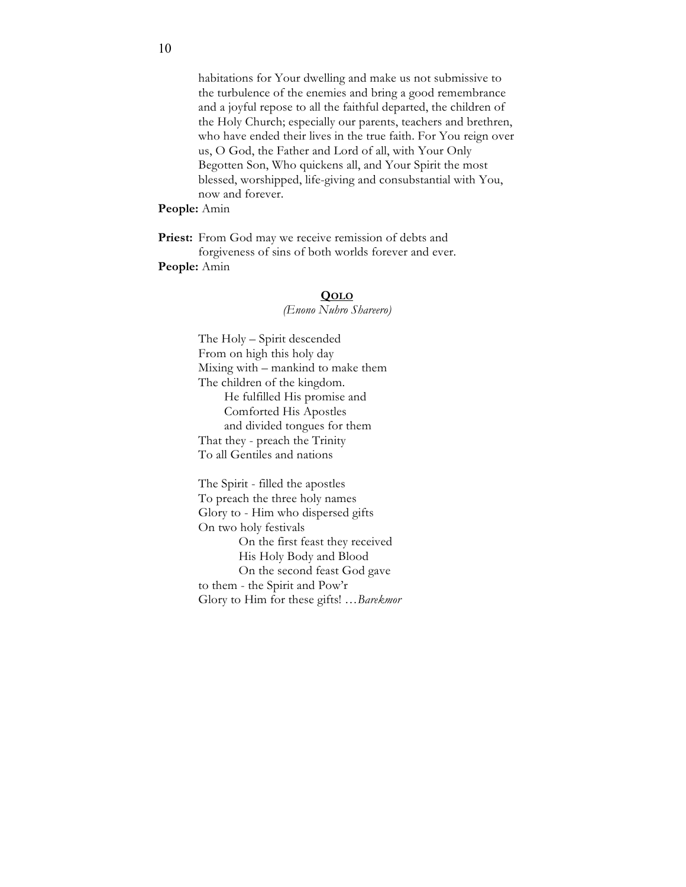habitations for Your dwelling and make us not submissive to the turbulence of the enemies and bring a good remembrance and a joyful repose to all the faithful departed, the children of the Holy Church; especially our parents, teachers and brethren, who have ended their lives in the true faith. For You reign over us, O God, the Father and Lord of all, with Your Only Begotten Son, Who quickens all, and Your Spirit the most blessed, worshipped, life-giving and consubstantial with You, now and forever.

**People:** Amin

**Priest:** From God may we receive remission of debts and forgiveness of sins of both worlds forever and ever.

**People:** Amin

## QOLO

*(Enono Nuhro Shareero)*

The Holy – Spirit descended  
From on high this holy day  
Mixing with – mankind to make them  
The children of the kingdom.  
  He fulfilled His promise and  
  Comforted His Apostles  
  and divided tongues for them  
That they - preach the Trinity  
To all Gentiles and nations

The Spirit - filled the apostles  
To preach the three holy names  
Glory to - Him who dispersed gifts  
On two holy festivals  
  On the first feast they received  
  His Holy Body and Blood  
  On the second feast God gave  
to them - the Spirit and Pow'r  
Glory to Him for these gifts! …*Barekmor*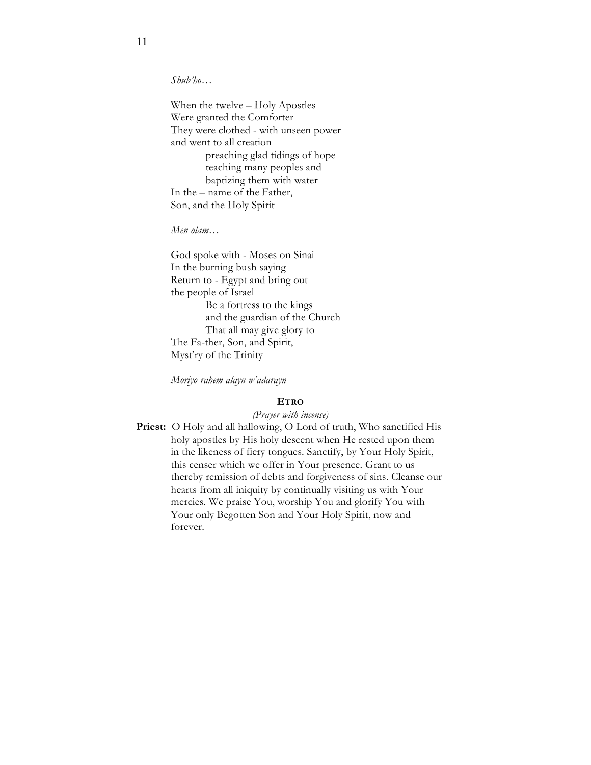*Shub'ho…*

When the twelve – Holy Apostles
Were granted the Comforter
They were clothed - with unseen power
and went to all creation
    preaching glad tidings of hope
    teaching many peoples and
    baptizing them with water
In the – name of the Father,
Son, and the Holy Spirit

*Men olam…*

God spoke with - Moses on Sinai
In the burning bush saying
Return to - Egypt and bring out
the people of Israel
    Be a fortress to the kings
    and the guardian of the Church
    That all may give glory to
The Fa-ther, Son, and Spirit,
Myst'ry of the Trinity

*Moriyo rahem alayn w'adarayn*

**ETRO**

*(Prayer with incense)*

**Priest:** O Holy and all hallowing, O Lord of truth, Who sanctified His holy apostles by His holy descent when He rested upon them in the likeness of fiery tongues. Sanctify, by Your Holy Spirit, this censer which we offer in Your presence. Grant to us thereby remission of debts and forgiveness of sins. Cleanse our hearts from all iniquity by continually visiting us with Your mercies. We praise You, worship You and glorify You with Your only Begotten Son and Your Holy Spirit, now and forever.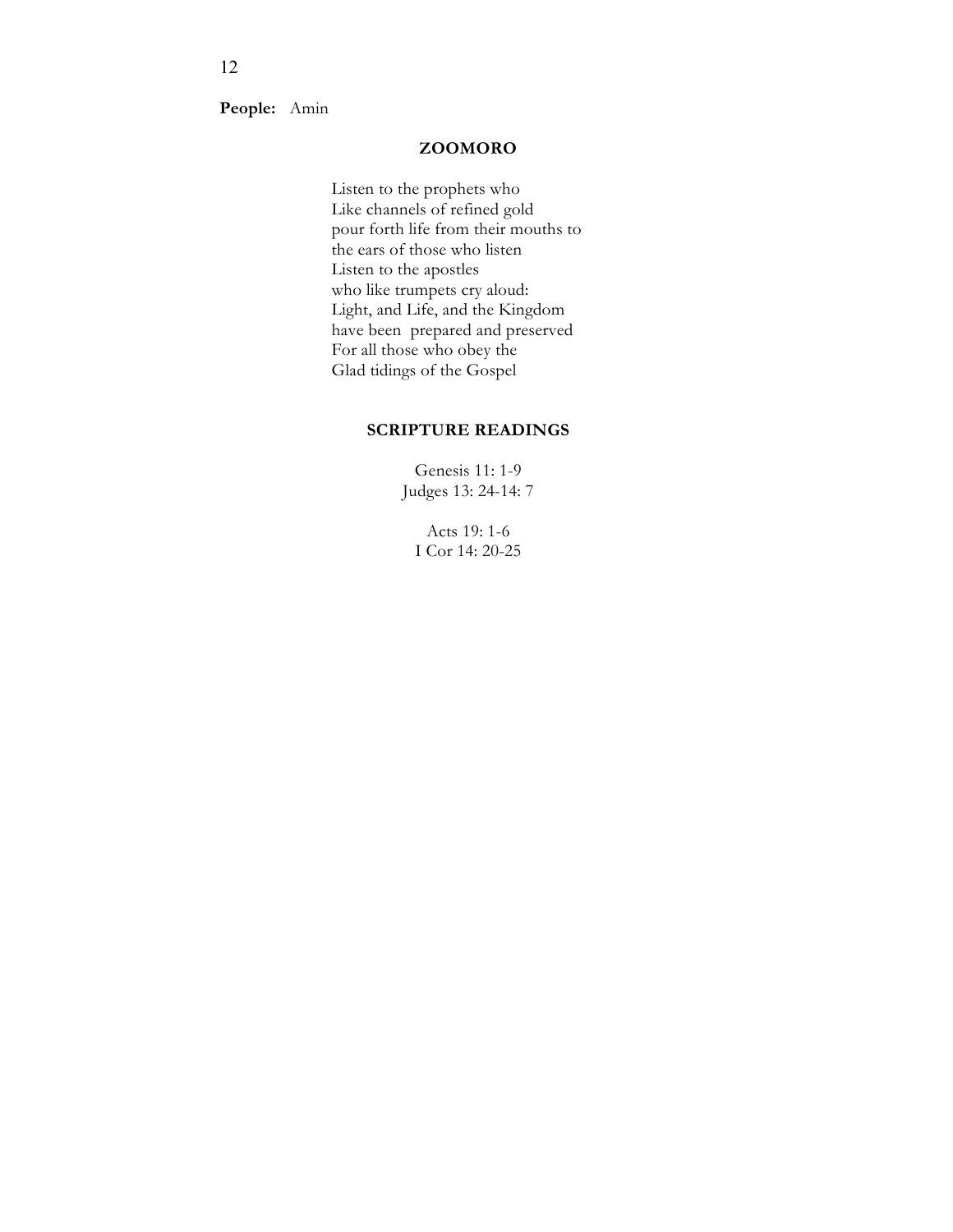**People:** Amin

## ZOOMORO

Listen to the prophets who
Like channels of refined gold
pour forth life from their mouths to
the ears of those who listen
Listen to the apostles
who like trumpets cry aloud:
Light, and Life, and the Kingdom
have been prepared and preserved
For all those who obey the
Glad tidings of the Gospel

## SCRIPTURE READINGS

Genesis 11: 1-9
Judges 13: 24-14: 7

Acts 19: 1-6
I Cor 14: 20-25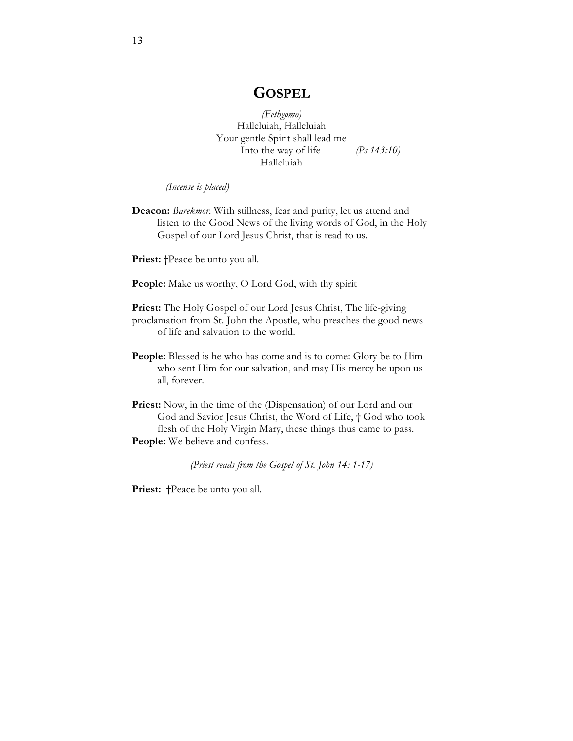# GOSPEL

*(Fethgomo)*
Halleluiah, Halleluiah
Your gentle Spirit shall lead me
Into the way of life *(Ps 143:10)*
Halleluiah

*(Incense is placed)*

**Deacon:** *Barekmor*. With stillness, fear and purity, let us attend and listen to the Good News of the living words of God, in the Holy Gospel of our Lord Jesus Christ, that is read to us.

**Priest:** †Peace be unto you all.

**People:** Make us worthy, O Lord God, with thy spirit

**Priest:** The Holy Gospel of our Lord Jesus Christ, The life-giving proclamation from St. John the Apostle, who preaches the good news of life and salvation to the world.

**People:** Blessed is he who has come and is to come: Glory be to Him who sent Him for our salvation, and may His mercy be upon us all, forever.

**Priest:** Now, in the time of the (Dispensation) of our Lord and our God and Savior Jesus Christ, the Word of Life, † God who took flesh of the Holy Virgin Mary, these things thus came to pass.

**People:** We believe and confess.

*(Priest reads from the Gospel of St. John 14: 1-17)*

**Priest:** †Peace be unto you all.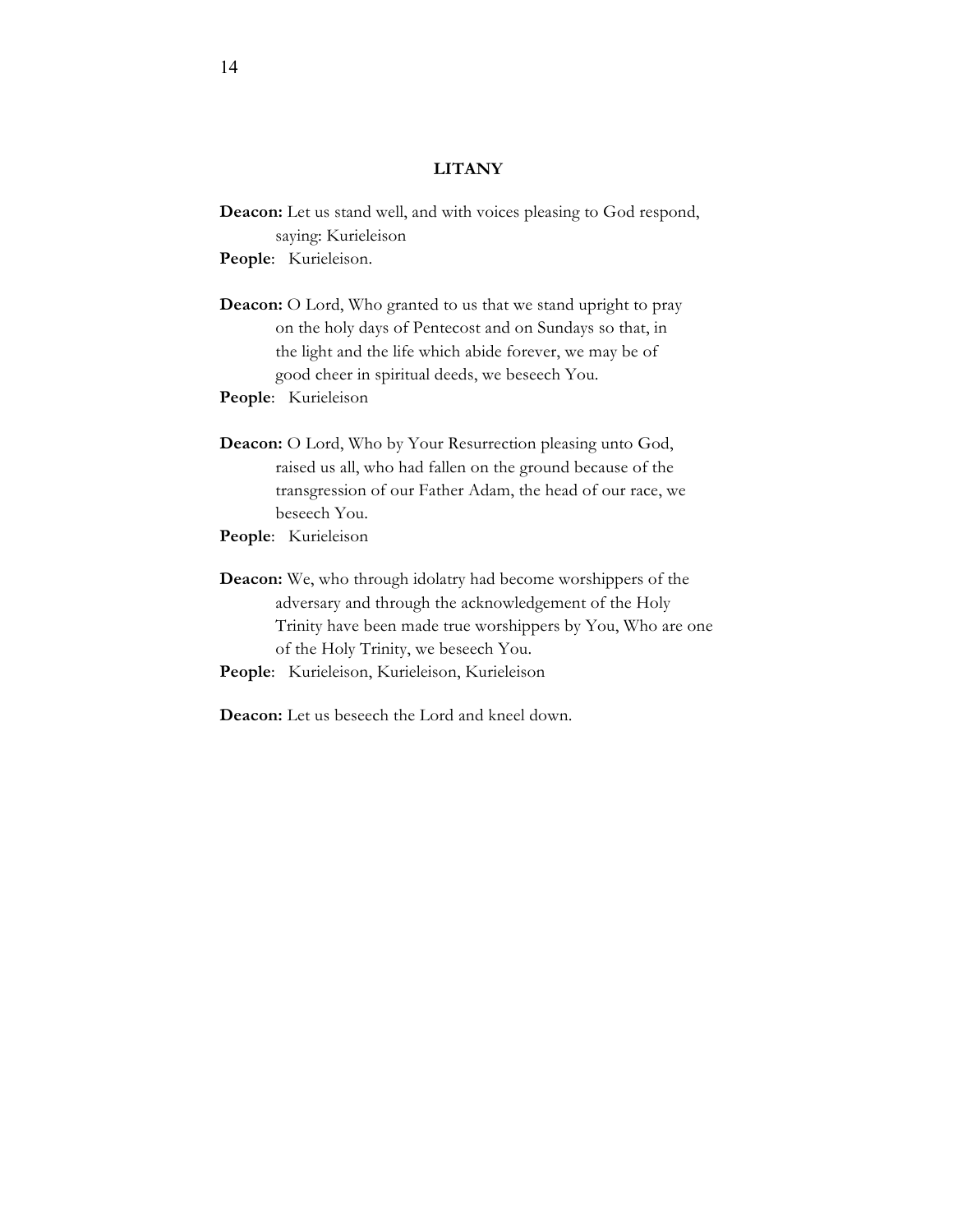**LITANY**

**Deacon:** Let us stand well, and with voices pleasing to God respond, saying: Kurieleison

**People**: Kurieleison.

**Deacon:** O Lord, Who granted to us that we stand upright to pray on the holy days of Pentecost and on Sundays so that, in the light and the life which abide forever, we may be of good cheer in spiritual deeds, we beseech You.

**People**: Kurieleison

**Deacon:** O Lord, Who by Your Resurrection pleasing unto God, raised us all, who had fallen on the ground because of the transgression of our Father Adam, the head of our race, we beseech You.

**People**: Kurieleison

**Deacon:** We, who through idolatry had become worshippers of the adversary and through the acknowledgement of the Holy Trinity have been made true worshippers by You, Who are one of the Holy Trinity, we beseech You.

**People**: Kurieleison, Kurieleison, Kurieleison

**Deacon:** Let us beseech the Lord and kneel down.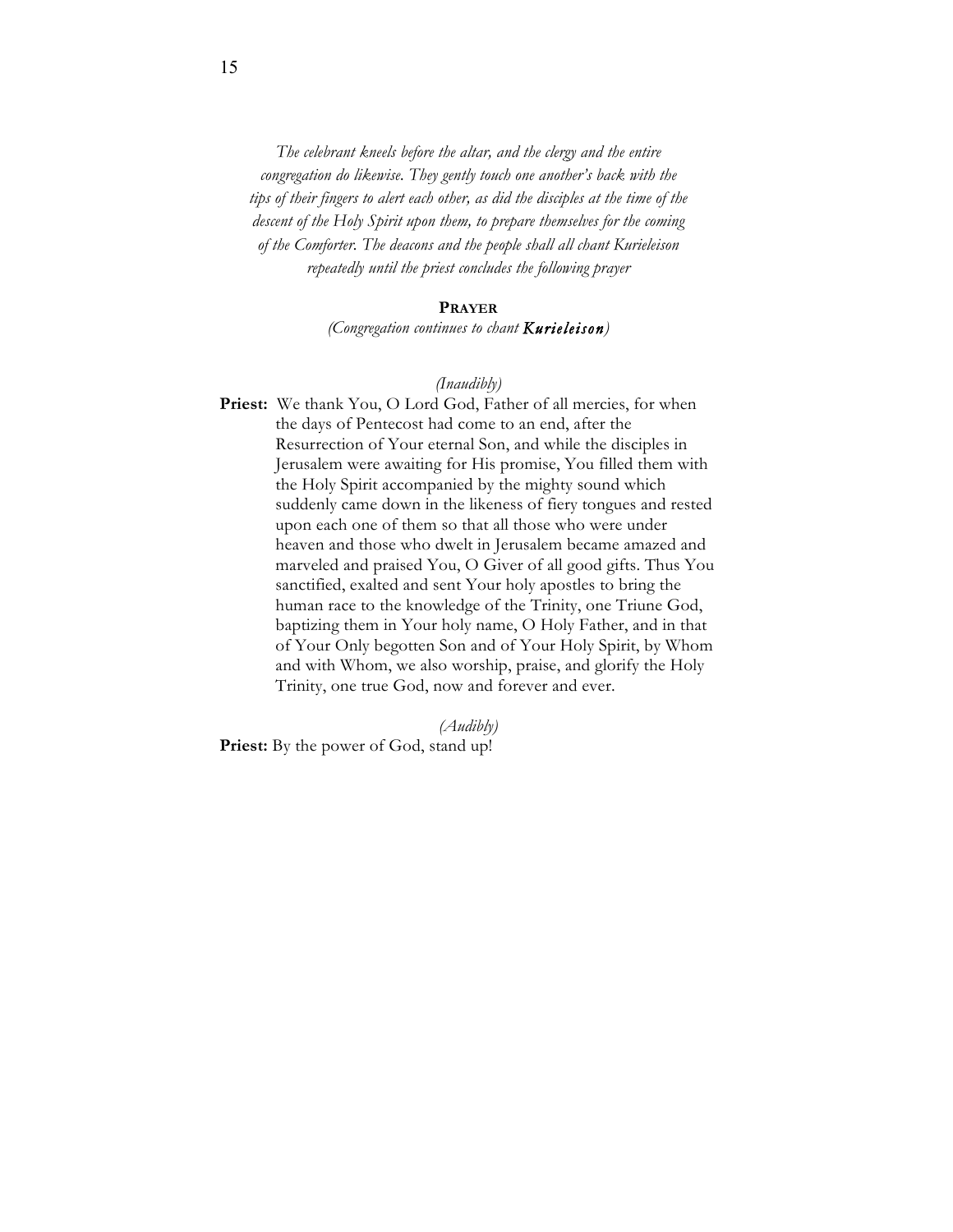*The celebrant kneels before the altar, and the clergy and the entire congregation do likewise. They gently touch one another's back with the tips of their fingers to alert each other, as did the disciples at the time of the descent of the Holy Spirit upon them, to prepare themselves for the coming of the Comforter. The deacons and the people shall all chant Kurieleison repeatedly until the priest concludes the following prayer*

## PRAYER

*(Congregation continues to chant* ***Kurieleison****)*

*(Inaudibly)*

**Priest:** We thank You, O Lord God, Father of all mercies, for when the days of Pentecost had come to an end, after the Resurrection of Your eternal Son, and while the disciples in Jerusalem were awaiting for His promise, You filled them with the Holy Spirit accompanied by the mighty sound which suddenly came down in the likeness of fiery tongues and rested upon each one of them so that all those who were under heaven and those who dwelt in Jerusalem became amazed and marveled and praised You, O Giver of all good gifts. Thus You sanctified, exalted and sent Your holy apostles to bring the human race to the knowledge of the Trinity, one Triune God, baptizing them in Your holy name, O Holy Father, and in that of Your Only begotten Son and of Your Holy Spirit, by Whom and with Whom, we also worship, praise, and glorify the Holy Trinity, one true God, now and forever and ever.

*(Audibly)*

**Priest:** By the power of God, stand up!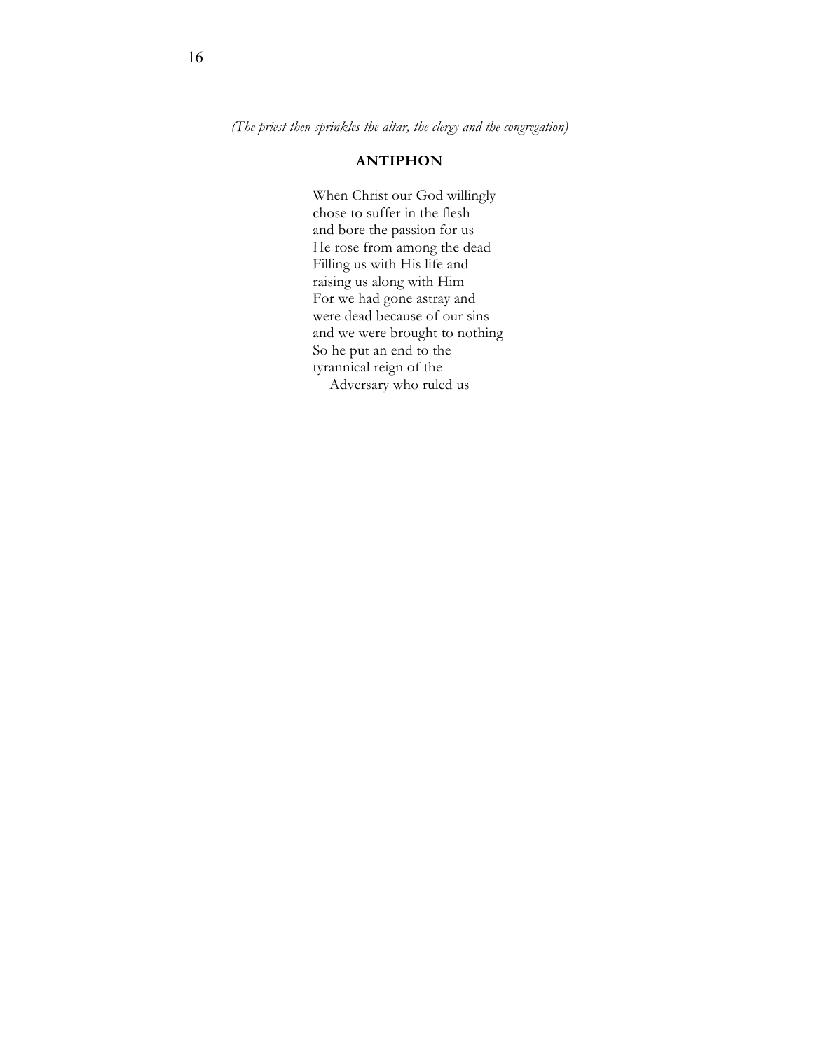*(The priest then sprinkles the altar, the clergy and the congregation)*

## ANTIPHON

When Christ our God willingly
chose to suffer in the flesh
and bore the passion for us
He rose from among the dead
Filling us with His life and
raising us along with Him
For we had gone astray and
were dead because of our sins
and we were brought to nothing
So he put an end to the
tyrannical reign of the
Adversary who ruled us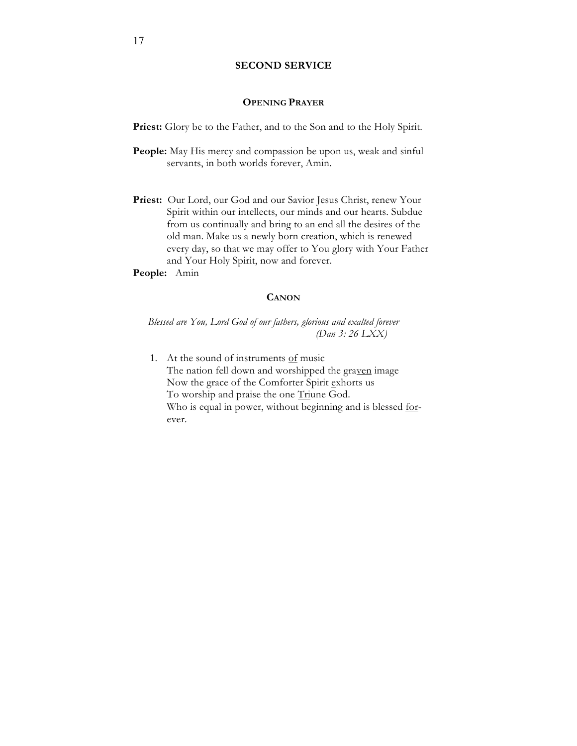## SECOND SERVICE

### OPENING PRAYER

**Priest:** Glory be to the Father, and to the Son and to the Holy Spirit.

**People:** May His mercy and compassion be upon us, weak and sinful servants, in both worlds forever, Amin.

**Priest:** Our Lord, our God and our Savior Jesus Christ, renew Your Spirit within our intellects, our minds and our hearts. Subdue from us continually and bring to an end all the desires of the old man. Make us a newly born creation, which is renewed every day, so that we may offer to You glory with Your Father and Your Holy Spirit, now and forever.

**People:** Amin

### CANON

*Blessed are You, Lord God of our fathers, glorious and exalted forever (Dan 3: 26 LXX)*

1. At the sound of instruments <u>of</u> music
   The nation fell down and worshipped the gra<u>ven</u> image
   Now the grace of the Comforter Spirit <u>e</u>xhorts us
   To worship and praise the one <u>Tri</u>une God.
   Who is equal in power, without beginning and is blessed <u>for</u>-ever.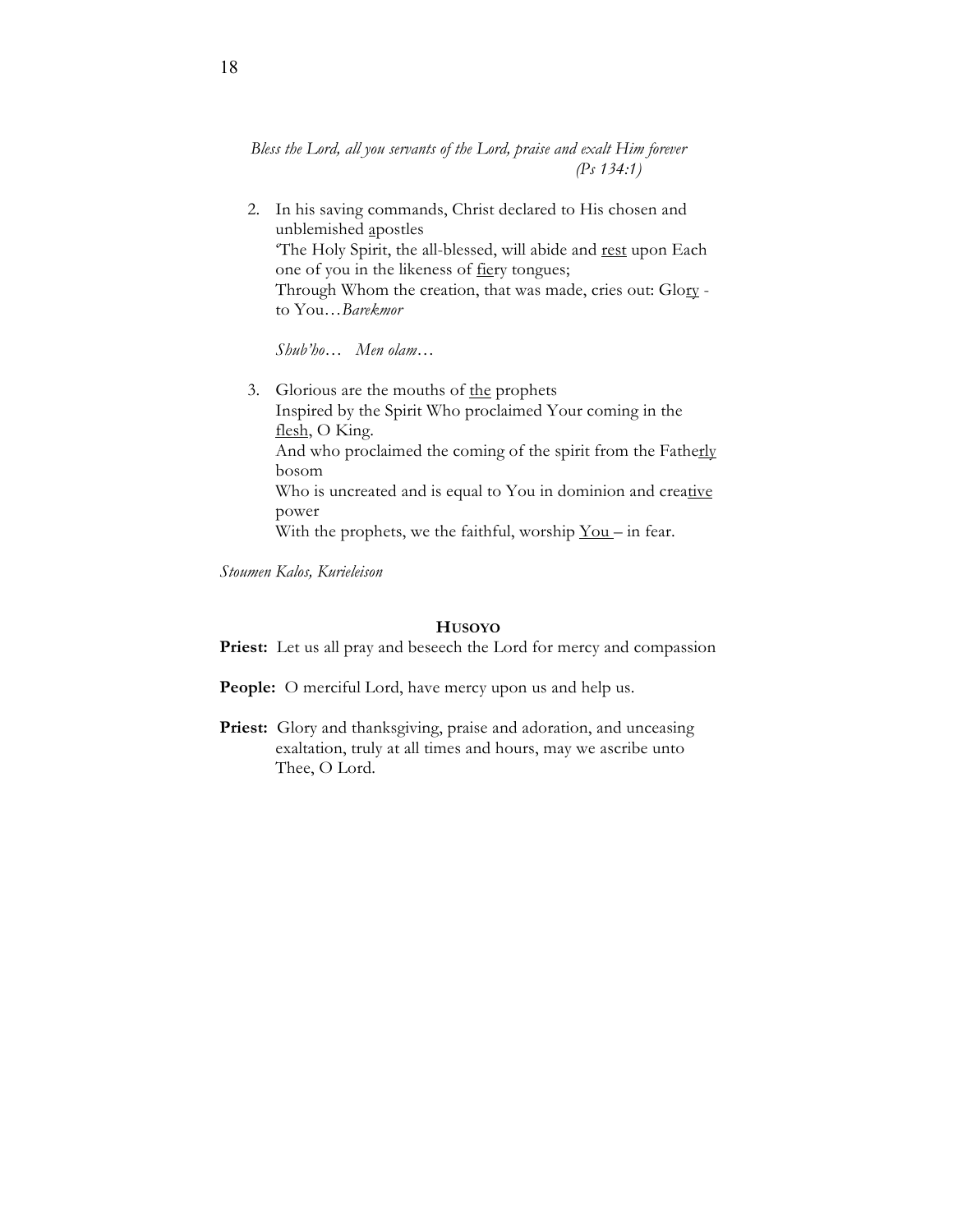*Bless the Lord, all you servants of the Lord, praise and exalt Him forever (Ps 134:1)*

2. In his saving commands, Christ declared to His chosen and unblemished <u>a</u>postles
   'The Holy Spirit, the all-blessed, will abide and <u>rest</u> upon Each one of you in the likeness of <u>fie</u>ry tongues;
   Through Whom the creation, that was made, cries out: Glo<u>ry</u> - to You…*Barekmor*

   *Shub'ho… Men olam…*

3. Glorious are the mouths of <u>the</u> prophets
   Inspired by the Spirit Who proclaimed Your coming in the <u>flesh</u>, O King.
   And who proclaimed the coming of the spirit from the Fathe<u>rly</u> bosom
   Who is uncreated and is equal to You in dominion and crea<u>tive</u> power
   With the prophets, we the faithful, worship <u>You</u> – in fear.

*Stoumen Kalos, Kurieleison*

### HUSOYO

**Priest:** Let us all pray and beseech the Lord for mercy and compassion

**People:** O merciful Lord, have mercy upon us and help us.

**Priest:** Glory and thanksgiving, praise and adoration, and unceasing exaltation, truly at all times and hours, may we ascribe unto Thee, O Lord.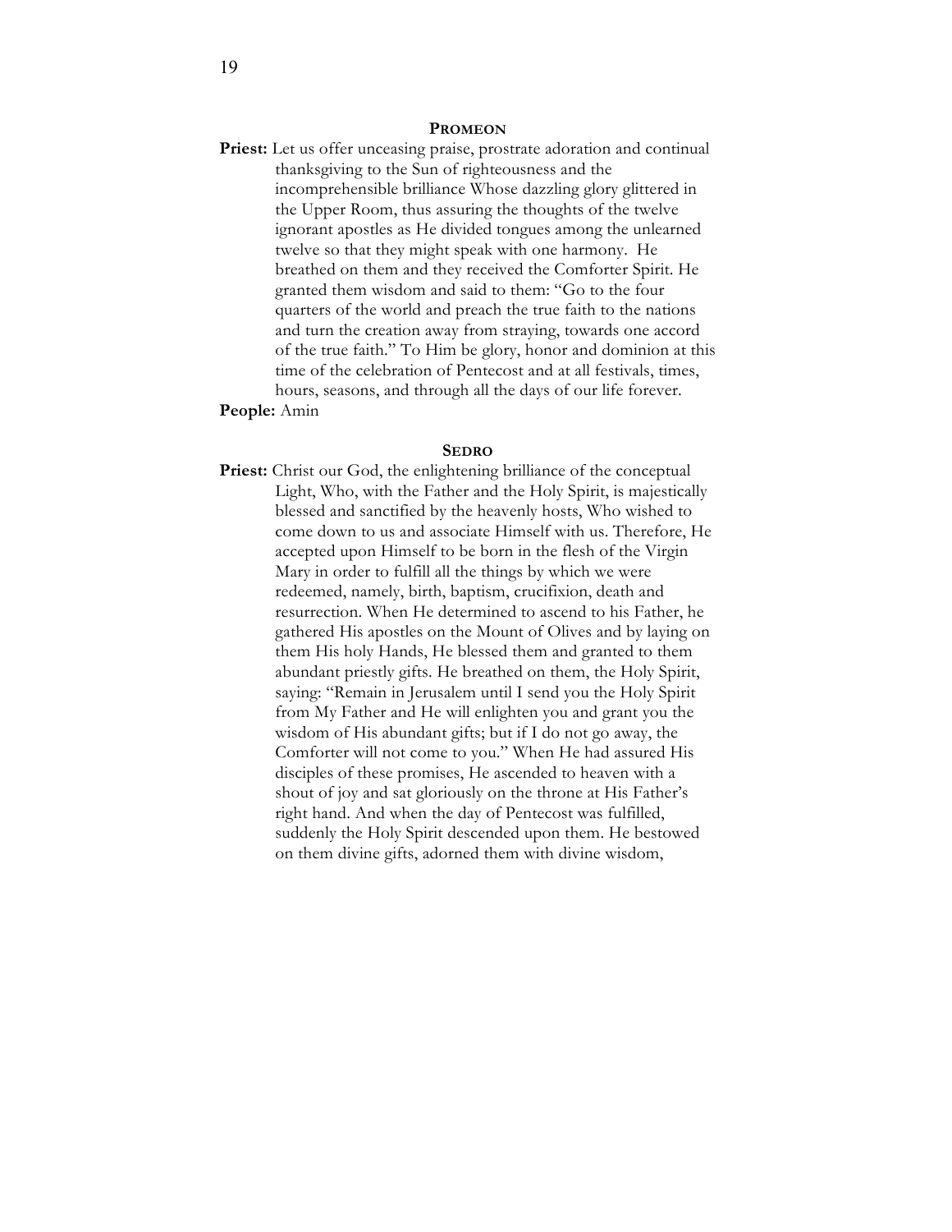## Promeon

**Priest:** Let us offer unceasing praise, prostrate adoration and continual thanksgiving to the Sun of righteousness and the incomprehensible brilliance Whose dazzling glory glittered in the Upper Room, thus assuring the thoughts of the twelve ignorant apostles as He divided tongues among the unlearned twelve so that they might speak with one harmony. He breathed on them and they received the Comforter Spirit. He granted them wisdom and said to them: "Go to the four quarters of the world and preach the true faith to the nations and turn the creation away from straying, towards one accord of the true faith." To Him be glory, honor and dominion at this time of the celebration of Pentecost and at all festivals, times, hours, seasons, and through all the days of our life forever.

**People:** Amin

## Sedro

**Priest:** Christ our God, the enlightening brilliance of the conceptual Light, Who, with the Father and the Holy Spirit, is majestically blessed and sanctified by the heavenly hosts, Who wished to come down to us and associate Himself with us. Therefore, He accepted upon Himself to be born in the flesh of the Virgin Mary in order to fulfill all the things by which we were redeemed, namely, birth, baptism, crucifixion, death and resurrection. When He determined to ascend to his Father, he gathered His apostles on the Mount of Olives and by laying on them His holy Hands, He blessed them and granted to them abundant priestly gifts. He breathed on them, the Holy Spirit, saying: "Remain in Jerusalem until I send you the Holy Spirit from My Father and He will enlighten you and grant you the wisdom of His abundant gifts; but if I do not go away, the Comforter will not come to you." When He had assured His disciples of these promises, He ascended to heaven with a shout of joy and sat gloriously on the throne at His Father's right hand. And when the day of Pentecost was fulfilled, suddenly the Holy Spirit descended upon them. He bestowed on them divine gifts, adorned them with divine wisdom,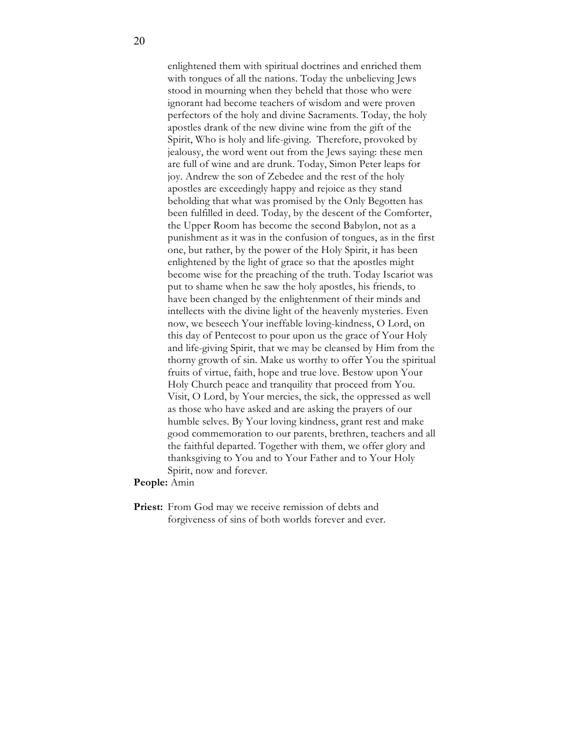enlightened them with spiritual doctrines and enriched them with tongues of all the nations. Today the unbelieving Jews stood in mourning when they beheld that those who were ignorant had become teachers of wisdom and were proven perfectors of the holy and divine Sacraments. Today, the holy apostles drank of the new divine wine from the gift of the Spirit, Who is holy and life-giving. Therefore, provoked by jealousy, the word went out from the Jews saying: these men are full of wine and are drunk. Today, Simon Peter leaps for joy. Andrew the son of Zebedee and the rest of the holy apostles are exceedingly happy and rejoice as they stand beholding that what was promised by the Only Begotten has been fulfilled in deed. Today, by the descent of the Comforter, the Upper Room has become the second Babylon, not as a punishment as it was in the confusion of tongues, as in the first one, but rather, by the power of the Holy Spirit, it has been enlightened by the light of grace so that the apostles might become wise for the preaching of the truth. Today Iscariot was put to shame when he saw the holy apostles, his friends, to have been changed by the enlightenment of their minds and intellects with the divine light of the heavenly mysteries. Even now, we beseech Your ineffable loving-kindness, O Lord, on this day of Pentecost to pour upon us the grace of Your Holy and life-giving Spirit, that we may be cleansed by Him from the thorny growth of sin. Make us worthy to offer You the spiritual fruits of virtue, faith, hope and true love. Bestow upon Your Holy Church peace and tranquility that proceed from You. Visit, O Lord, by Your mercies, the sick, the oppressed as well as those who have asked and are asking the prayers of our humble selves. By Your loving kindness, grant rest and make good commemoration to our parents, brethren, teachers and all the faithful departed. Together with them, we offer glory and thanksgiving to You and to Your Father and to Your Holy Spirit, now and forever.

**People:** Amin

**Priest:** From God may we receive remission of debts and forgiveness of sins of both worlds forever and ever.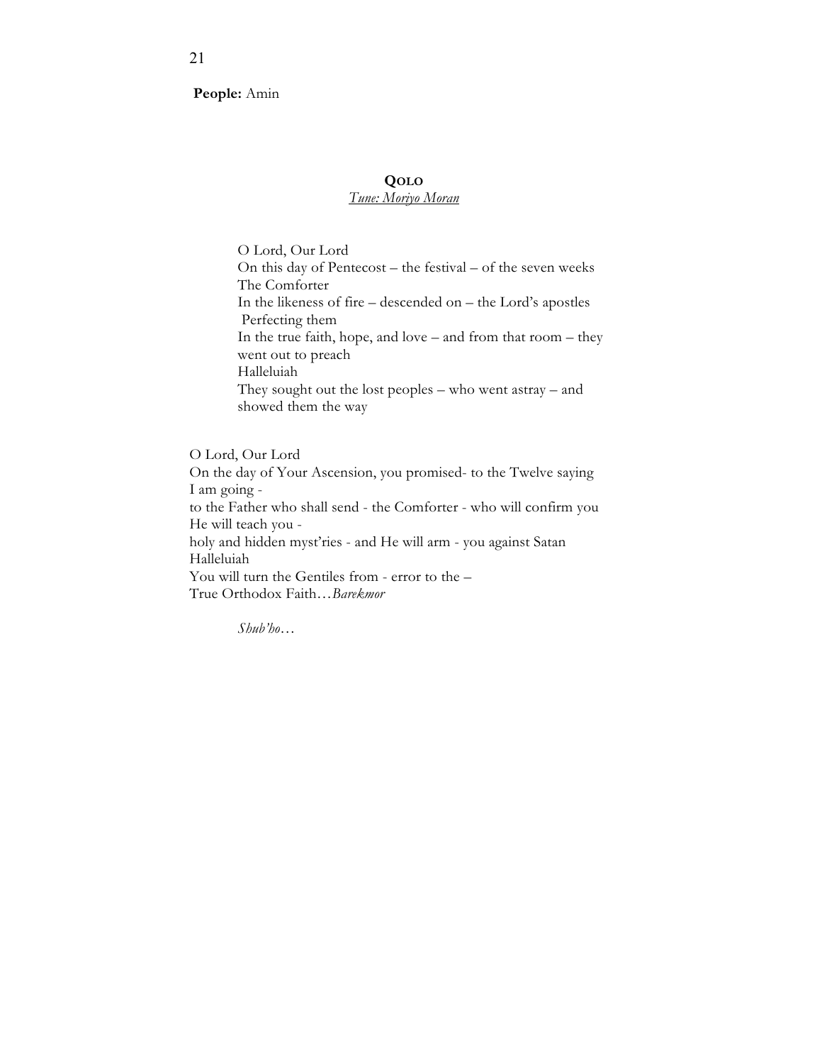**People:** Amin

**QOLO**

*Tune: Moriyo Moran*

O Lord, Our Lord  
On this day of Pentecost – the festival – of the seven weeks  
The Comforter  
In the likeness of fire – descended on – the Lord's apostles  
Perfecting them  
In the true faith, hope, and love – and from that room – they went out to preach  
Halleluiah  
They sought out the lost peoples – who went astray – and showed them the way

O Lord, Our Lord  
On the day of Your Ascension, you promised- to the Twelve saying  
I am going -  
to the Father who shall send - the Comforter - who will confirm you  
He will teach you -  
holy and hidden myst'ries - and He will arm - you against Satan  
Halleluiah  
You will turn the Gentiles from - error to the –  
True Orthodox Faith…*Barekmor*

*Shub'ho…*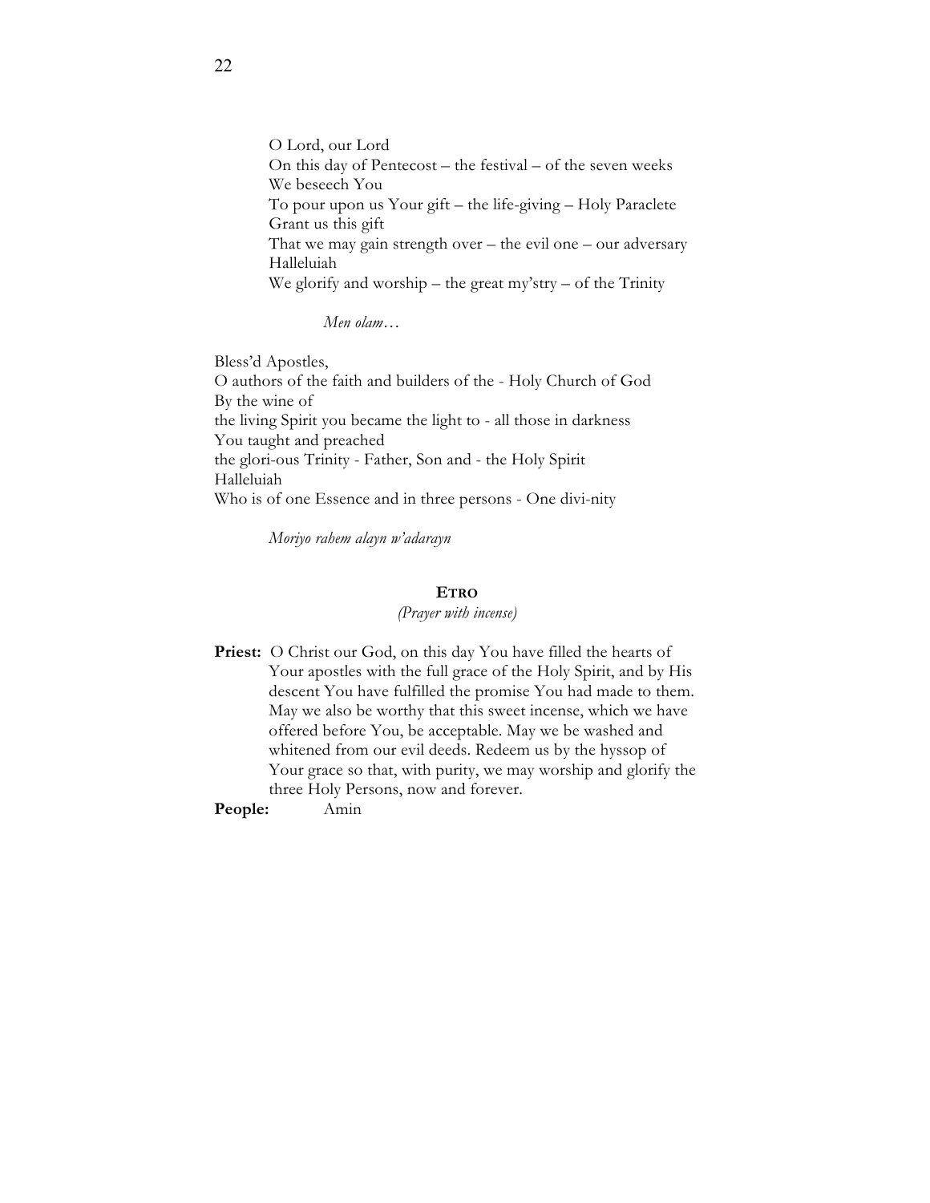O Lord, our Lord
On this day of Pentecost – the festival – of the seven weeks
We beseech You
To pour upon us Your gift – the life-giving – Holy Paraclete
Grant us this gift
That we may gain strength over – the evil one – our adversary
Halleluiah
We glorify and worship – the great my'stry – of the Trinity

*Men olam…*

Bless'd Apostles,
O authors of the faith and builders of the - Holy Church of God
By the wine of
the living Spirit you became the light to - all those in darkness
You taught and preached
the glori-ous Trinity - Father, Son and - the Holy Spirit
Halleluiah
Who is of one Essence and in three persons - One divi-nity

*Moriyo rahem alayn w'adarayn*

## ETRO

*(Prayer with incense)*

**Priest:** O Christ our God, on this day You have filled the hearts of Your apostles with the full grace of the Holy Spirit, and by His descent You have fulfilled the promise You had made to them. May we also be worthy that this sweet incense, which we have offered before You, be acceptable. May we be washed and whitened from our evil deeds. Redeem us by the hyssop of Your grace so that, with purity, we may worship and glorify the three Holy Persons, now and forever.

**People:** Amin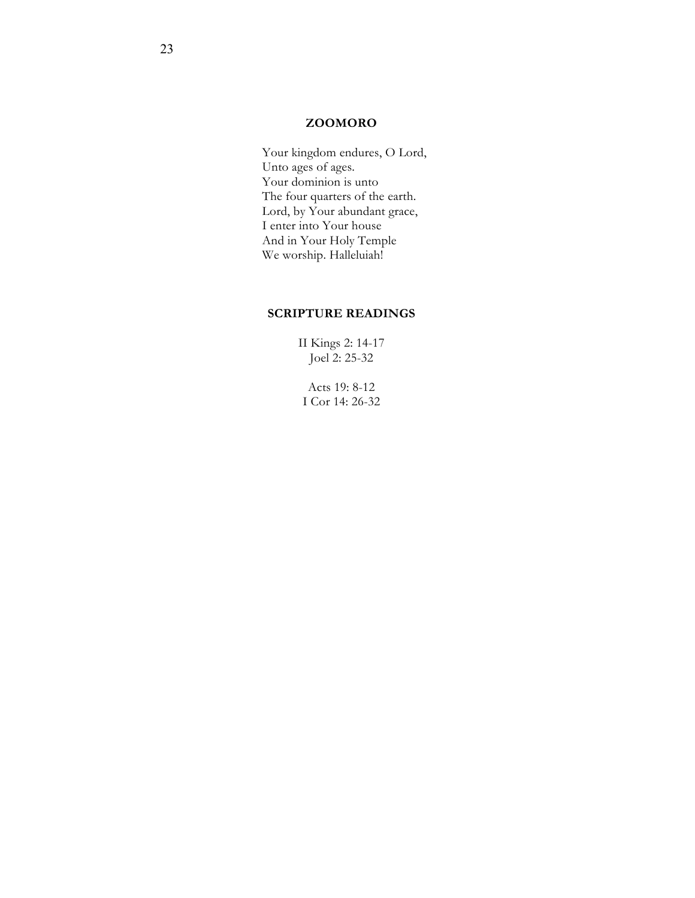## ZOOMORO

Your kingdom endures, O Lord,  
Unto ages of ages.  
Your dominion is unto  
The four quarters of the earth.  
Lord, by Your abundant grace,  
I enter into Your house  
And in Your Holy Temple  
We worship. Halleluiah!

## SCRIPTURE READINGS

II Kings 2: 14-17  
Joel 2: 25-32

Acts 19: 8-12  
I Cor 14: 26-32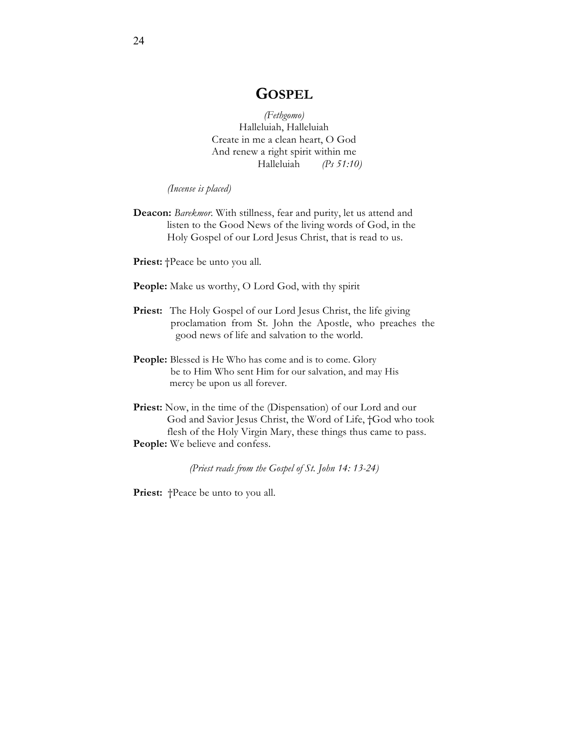# GOSPEL

*(Fethgomo)*
Halleluiah, Halleluiah
Create in me a clean heart, O God
And renew a right spirit within me
Halleluiah *(Ps 51:10)*

*(Incense is placed)*

**Deacon:** *Barekmor*. With stillness, fear and purity, let us attend and listen to the Good News of the living words of God, in the Holy Gospel of our Lord Jesus Christ, that is read to us.

**Priest:** †Peace be unto you all.

**People:** Make us worthy, O Lord God, with thy spirit

**Priest:** The Holy Gospel of our Lord Jesus Christ, the life giving proclamation from St. John the Apostle, who preaches the good news of life and salvation to the world.

**People:** Blessed is He Who has come and is to come. Glory be to Him Who sent Him for our salvation, and may His mercy be upon us all forever.

**Priest:** Now, in the time of the (Dispensation) of our Lord and our God and Savior Jesus Christ, the Word of Life, †God who took flesh of the Holy Virgin Mary, these things thus came to pass.

**People:** We believe and confess.

*(Priest reads from the Gospel of St. John 14: 13-24)*

**Priest:** †Peace be unto to you all.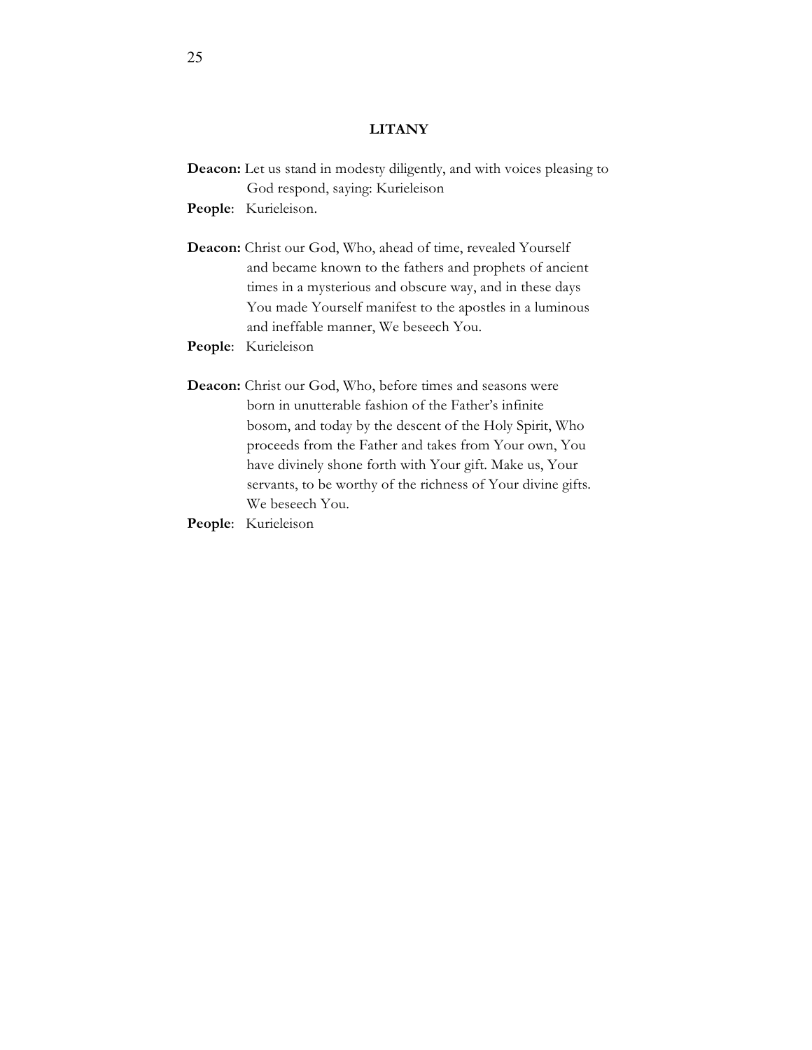## LITANY

**Deacon:** Let us stand in modesty diligently, and with voices pleasing to God respond, saying: Kurieleison

**People**: Kurieleison.

**Deacon:** Christ our God, Who, ahead of time, revealed Yourself and became known to the fathers and prophets of ancient times in a mysterious and obscure way, and in these days You made Yourself manifest to the apostles in a luminous and ineffable manner, We beseech You.

**People**: Kurieleison

**Deacon:** Christ our God, Who, before times and seasons were born in unutterable fashion of the Father's infinite bosom, and today by the descent of the Holy Spirit, Who proceeds from the Father and takes from Your own, You have divinely shone forth with Your gift. Make us, Your servants, to be worthy of the richness of Your divine gifts. We beseech You.

**People**: Kurieleison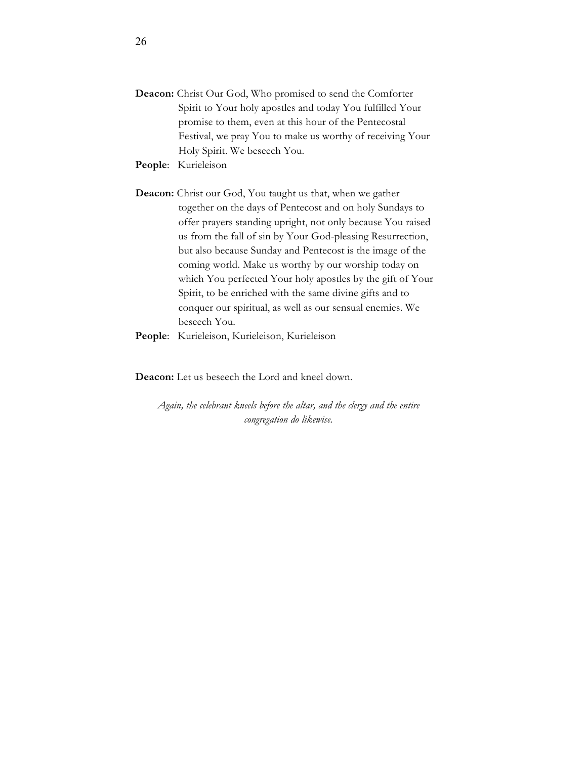**Deacon:** Christ Our God, Who promised to send the Comforter Spirit to Your holy apostles and today You fulfilled Your promise to them, even at this hour of the Pentecostal Festival, we pray You to make us worthy of receiving Your Holy Spirit. We beseech You.

**People**: Kurieleison

**Deacon:** Christ our God, You taught us that, when we gather together on the days of Pentecost and on holy Sundays to offer prayers standing upright, not only because You raised us from the fall of sin by Your God-pleasing Resurrection, but also because Sunday and Pentecost is the image of the coming world. Make us worthy by our worship today on which You perfected Your holy apostles by the gift of Your Spirit, to be enriched with the same divine gifts and to conquer our spiritual, as well as our sensual enemies. We beseech You.

**People**: Kurieleison, Kurieleison, Kurieleison

**Deacon:** Let us beseech the Lord and kneel down.

*Again, the celebrant kneels before the altar, and the clergy and the entire congregation do likewise.*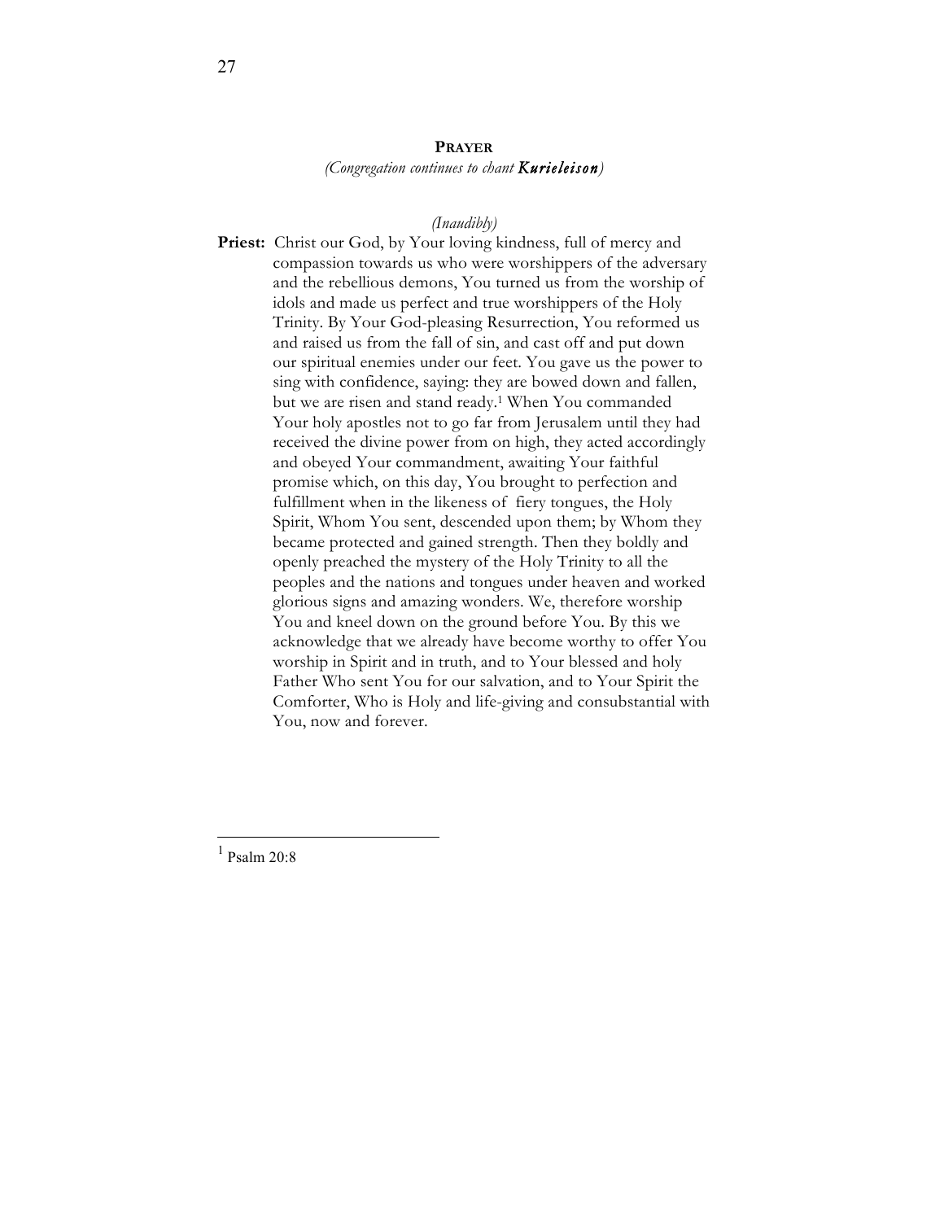## PRAYER

*(Congregation continues to chant **Kurieleison**)*

*(Inaudibly)*

**Priest:** Christ our God, by Your loving kindness, full of mercy and compassion towards us who were worshippers of the adversary and the rebellious demons, You turned us from the worship of idols and made us perfect and true worshippers of the Holy Trinity. By Your God-pleasing Resurrection, You reformed us and raised us from the fall of sin, and cast off and put down our spiritual enemies under our feet. You gave us the power to sing with confidence, saying: they are bowed down and fallen, but we are risen and stand ready.[1] When You commanded Your holy apostles not to go far from Jerusalem until they had received the divine power from on high, they acted accordingly and obeyed Your commandment, awaiting Your faithful promise which, on this day, You brought to perfection and fulfillment when in the likeness of fiery tongues, the Holy Spirit, Whom You sent, descended upon them; by Whom they became protected and gained strength. Then they boldly and openly preached the mystery of the Holy Trinity to all the peoples and the nations and tongues under heaven and worked glorious signs and amazing wonders. We, therefore worship You and kneel down on the ground before You. By this we acknowledge that we already have become worthy to offer You worship in Spirit and in truth, and to Your blessed and holy Father Who sent You for our salvation, and to Your Spirit the Comforter, Who is Holy and life-giving and consubstantial with You, now and forever.

---

[1] Psalm 20:8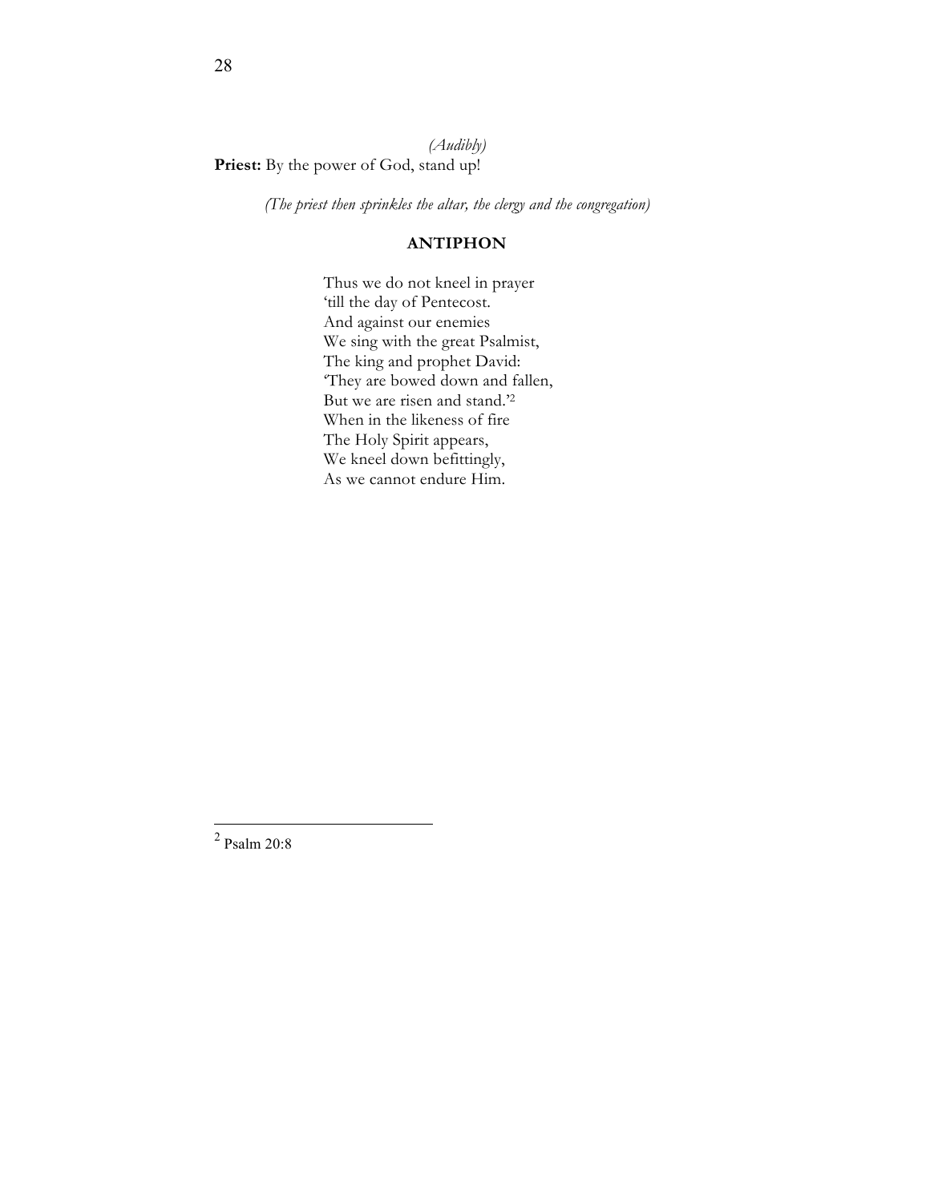*(Audibly)*

**Priest:** By the power of God, stand up!

*(The priest then sprinkles the altar, the clergy and the congregation)*

## ANTIPHON

Thus we do not kneel in prayer  
'till the day of Pentecost.  
And against our enemies  
We sing with the great Psalmist,  
The king and prophet David:  
'They are bowed down and fallen,  
But we are risen and stand.'[2]  
When in the likeness of fire  
The Holy Spirit appears,  
We kneel down befittingly,  
As we cannot endure Him.

---

[2] Psalm 20:8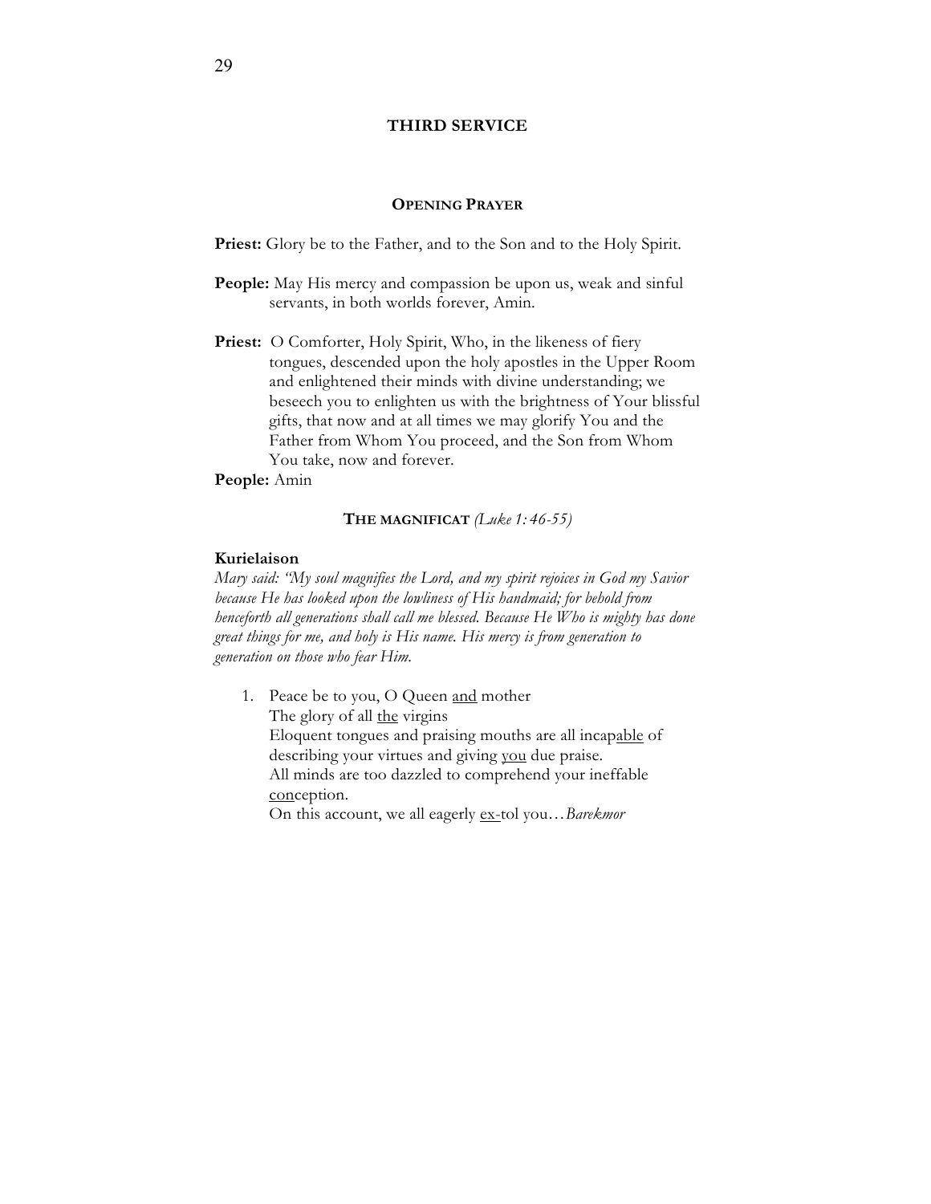## THIRD SERVICE

### OPENING PRAYER

**Priest:** Glory be to the Father, and to the Son and to the Holy Spirit.

**People:** May His mercy and compassion be upon us, weak and sinful servants, in both worlds forever, Amin.

**Priest:** O Comforter, Holy Spirit, Who, in the likeness of fiery tongues, descended upon the holy apostles in the Upper Room and enlightened their minds with divine understanding; we beseech you to enlighten us with the brightness of Your blissful gifts, that now and at all times we may glorify You and the Father from Whom You proceed, and the Son from Whom You take, now and forever.

**People:** Amin

### THE MAGNIFICAT *(Luke 1:46-55)*

**Kurielaison**

*Mary said: "My soul magnifies the Lord, and my spirit rejoices in God my Savior because He has looked upon the lowliness of His handmaid; for behold from henceforth all generations shall call me blessed. Because He Who is mighty has done great things for me, and holy is His name. His mercy is from generation to generation on those who fear Him.*

1. Peace be to you, O Queen <u>and</u> mother
   The glory of all <u>the</u> virgins
   Eloquent tongues and praising mouths are all incap<u>able</u> of describing your virtues and giving <u>you</u> due praise.
   All minds are too dazzled to comprehend your ineffable <u>con</u>ception.
   On this account, we all eagerly <u>ex-</u>tol you…*Barekmor*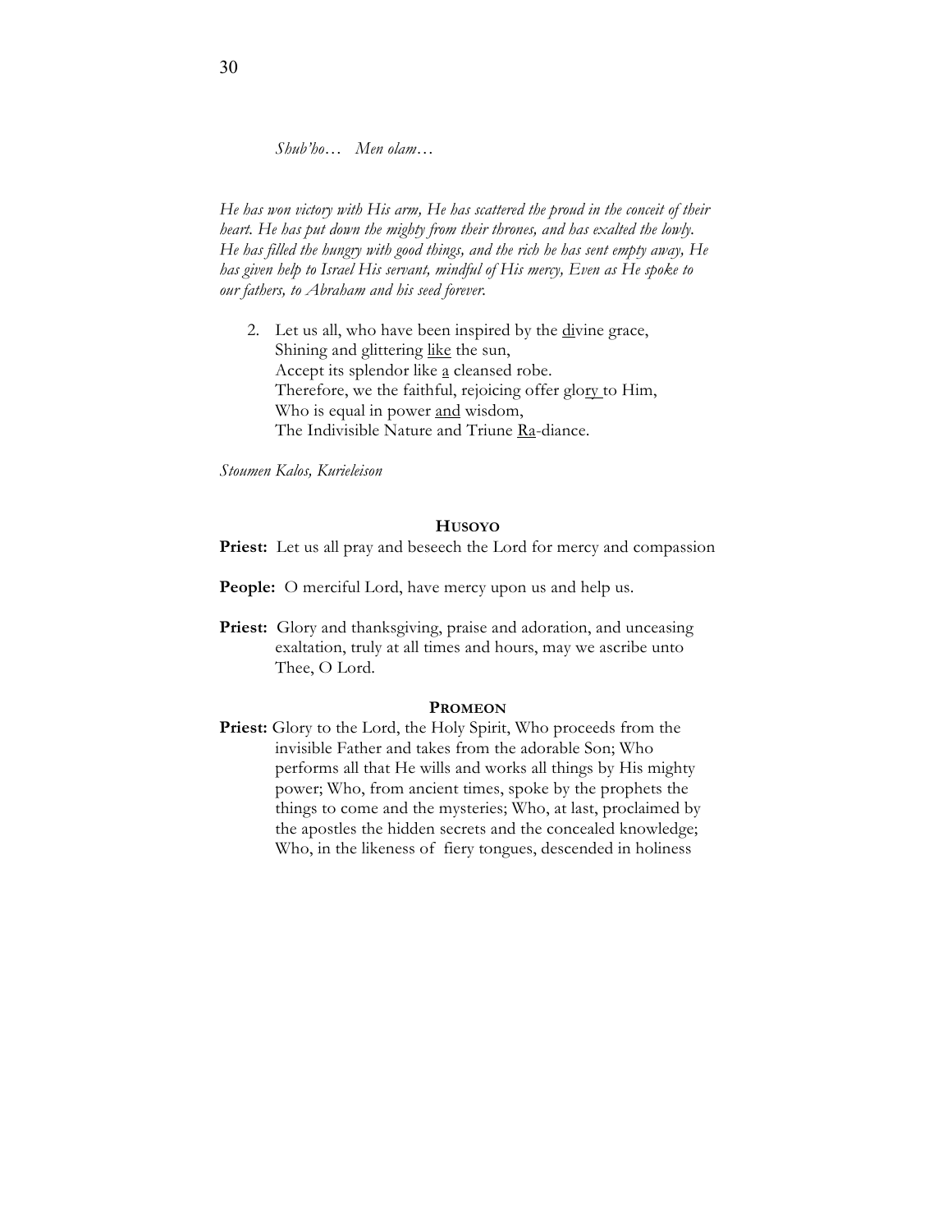*Shub'ho… Men olam…*

*He has won victory with His arm, He has scattered the proud in the conceit of their heart. He has put down the mighty from their thrones, and has exalted the lowly. He has filled the hungry with good things, and the rich he has sent empty away, He has given help to Israel His servant, mindful of His mercy, Even as He spoke to our fathers, to Abraham and his seed forever.*

2. Let us all, who have been inspired by the <u>di</u>vine grace,
   Shining and glittering <u>like</u> the sun,
   Accept its splendor like <u>a</u> cleansed robe.
   Therefore, we the faithful, rejoicing offer glo<u>ry</u> to Him,
   Who is equal in power <u>and</u> wisdom,
   The Indivisible Nature and Triune <u>Ra</u>-diance.

*Stoumen Kalos, Kurieleison*

### HUSOYO

**Priest:** Let us all pray and beseech the Lord for mercy and compassion

**People:** O merciful Lord, have mercy upon us and help us.

**Priest:** Glory and thanksgiving, praise and adoration, and unceasing exaltation, truly at all times and hours, may we ascribe unto Thee, O Lord.

### PROMEON

**Priest:** Glory to the Lord, the Holy Spirit, Who proceeds from the invisible Father and takes from the adorable Son; Who performs all that He wills and works all things by His mighty power; Who, from ancient times, spoke by the prophets the things to come and the mysteries; Who, at last, proclaimed by the apostles the hidden secrets and the concealed knowledge; Who, in the likeness of fiery tongues, descended in holiness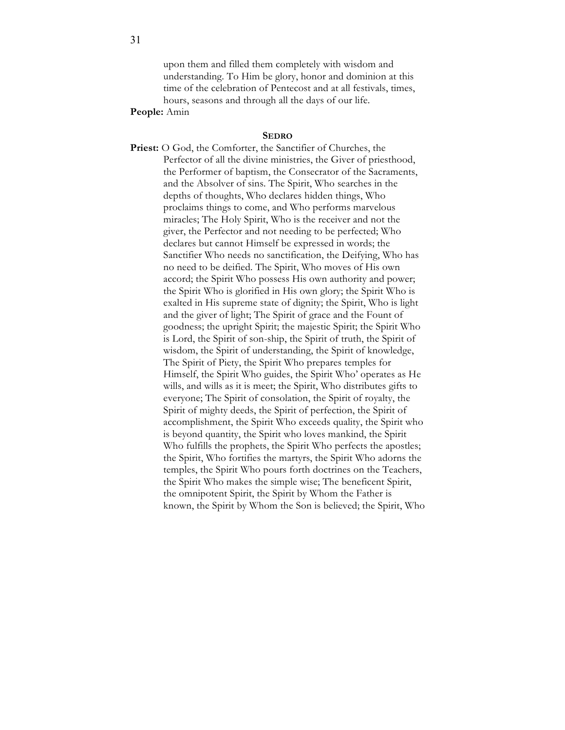upon them and filled them completely with wisdom and understanding. To Him be glory, honor and dominion at this time of the celebration of Pentecost and at all festivals, times, hours, seasons and through all the days of our life.

**People:** Amin

### SEDRO

**Priest:** O God, the Comforter, the Sanctifier of Churches, the Perfector of all the divine ministries, the Giver of priesthood, the Performer of baptism, the Consecrator of the Sacraments, and the Absolver of sins. The Spirit, Who searches in the depths of thoughts, Who declares hidden things, Who proclaims things to come, and Who performs marvelous miracles; The Holy Spirit, Who is the receiver and not the giver, the Perfector and not needing to be perfected; Who declares but cannot Himself be expressed in words; the Sanctifier Who needs no sanctification, the Deifying, Who has no need to be deified. The Spirit, Who moves of His own accord; the Spirit Who possess His own authority and power; the Spirit Who is glorified in His own glory; the Spirit Who is exalted in His supreme state of dignity; the Spirit, Who is light and the giver of light; The Spirit of grace and the Fount of goodness; the upright Spirit; the majestic Spirit; the Spirit Who is Lord, the Spirit of son-ship, the Spirit of truth, the Spirit of wisdom, the Spirit of understanding, the Spirit of knowledge, The Spirit of Piety, the Spirit Who prepares temples for Himself, the Spirit Who guides, the Spirit Who' operates as He wills, and wills as it is meet; the Spirit, Who distributes gifts to everyone; The Spirit of consolation, the Spirit of royalty, the Spirit of mighty deeds, the Spirit of perfection, the Spirit of accomplishment, the Spirit Who exceeds quality, the Spirit who is beyond quantity, the Spirit who loves mankind, the Spirit Who fulfills the prophets, the Spirit Who perfects the apostles; the Spirit, Who fortifies the martyrs, the Spirit Who adorns the temples, the Spirit Who pours forth doctrines on the Teachers, the Spirit Who makes the simple wise; The beneficent Spirit, the omnipotent Spirit, the Spirit by Whom the Father is known, the Spirit by Whom the Son is believed; the Spirit, Who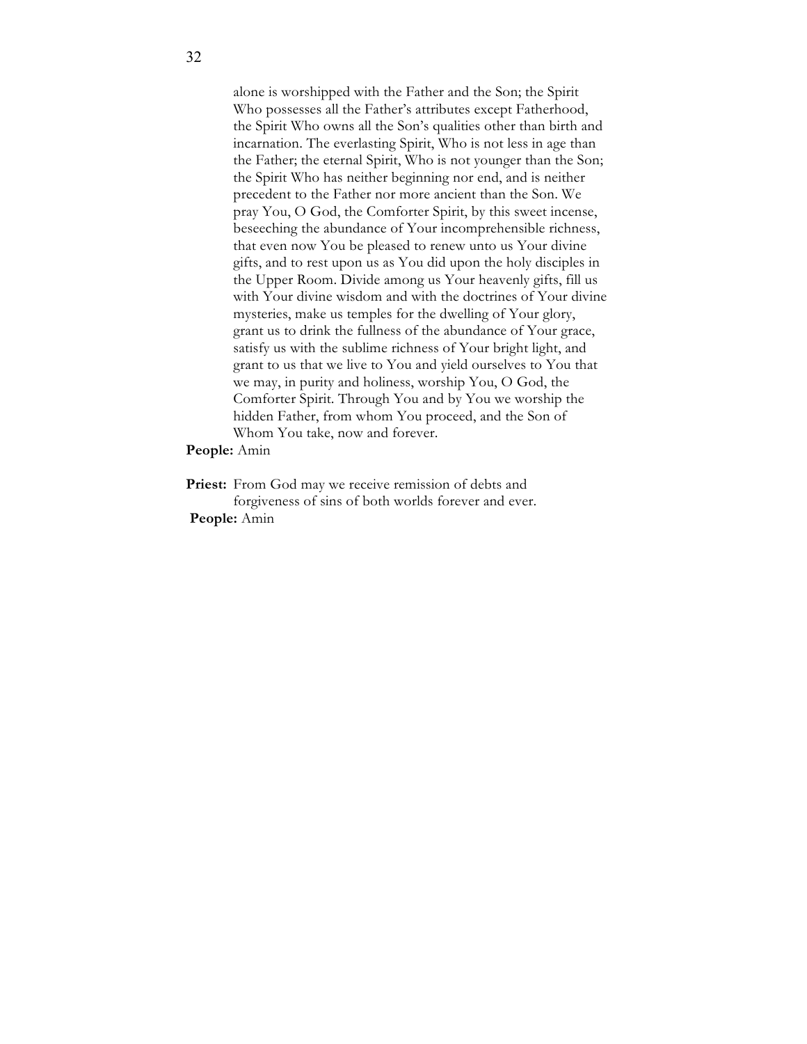alone is worshipped with the Father and the Son; the Spirit Who possesses all the Father's attributes except Fatherhood, the Spirit Who owns all the Son's qualities other than birth and incarnation. The everlasting Spirit, Who is not less in age than the Father; the eternal Spirit, Who is not younger than the Son; the Spirit Who has neither beginning nor end, and is neither precedent to the Father nor more ancient than the Son. We pray You, O God, the Comforter Spirit, by this sweet incense, beseeching the abundance of Your incomprehensible richness, that even now You be pleased to renew unto us Your divine gifts, and to rest upon us as You did upon the holy disciples in the Upper Room. Divide among us Your heavenly gifts, fill us with Your divine wisdom and with the doctrines of Your divine mysteries, make us temples for the dwelling of Your glory, grant us to drink the fullness of the abundance of Your grace, satisfy us with the sublime richness of Your bright light, and grant to us that we live to You and yield ourselves to You that we may, in purity and holiness, worship You, O God, the Comforter Spirit. Through You and by You we worship the hidden Father, from whom You proceed, and the Son of Whom You take, now and forever.

**People:** Amin

**Priest:** From God may we receive remission of debts and forgiveness of sins of both worlds forever and ever.

**People:** Amin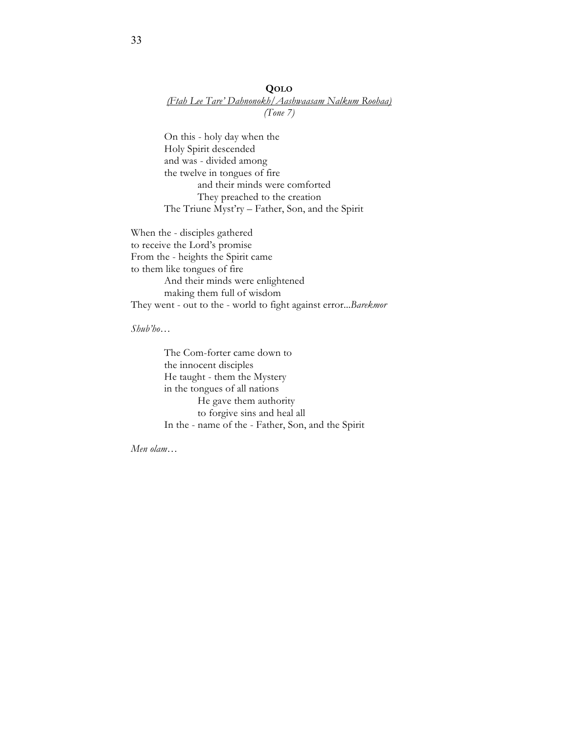## **Qolo**

*(Ftah Lee Tare' Dahnonokh/Aashwaasam Nalkum Roohaa)*

*(Tone 7)*

On this - holy day when the  
Holy Spirit descended  
and was - divided among  
the twelve in tongues of fire  
and their minds were comforted  
They preached to the creation  
The Triune Myst'ry – Father, Son, and the Spirit

When the - disciples gathered  
to receive the Lord's promise  
From the - heights the Spirit came  
to them like tongues of fire  
And their minds were enlightened  
making them full of wisdom  
They went - out to the - world to fight against error...*Barekmor*

*Shub'ho…*

The Com-forter came down to  
the innocent disciples  
He taught - them the Mystery  
in the tongues of all nations  
He gave them authority  
to forgive sins and heal all  
In the - name of the - Father, Son, and the Spirit

*Men olam…*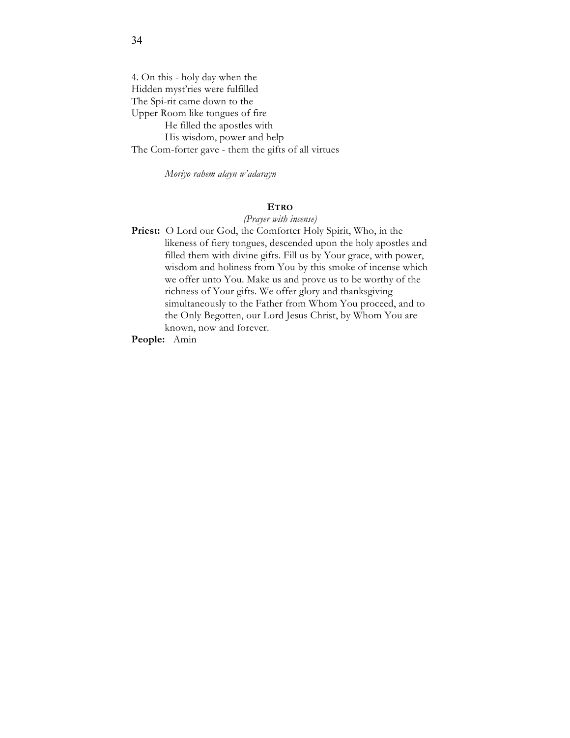4. On this - holy day when the
Hidden myst'ries were fulfilled
The Spi-rit came down to the
Upper Room like tongues of fire
He filled the apostles with
His wisdom, power and help
The Com-forter gave - them the gifts of all virtues

*Moriyo rahem alayn w'adarayn*

### ETRO

*(Prayer with incense)*

**Priest:** O Lord our God, the Comforter Holy Spirit, Who, in the likeness of fiery tongues, descended upon the holy apostles and filled them with divine gifts. Fill us by Your grace, with power, wisdom and holiness from You by this smoke of incense which we offer unto You. Make us and prove us to be worthy of the richness of Your gifts. We offer glory and thanksgiving simultaneously to the Father from Whom You proceed, and to the Only Begotten, our Lord Jesus Christ, by Whom You are known, now and forever.

**People:** Amin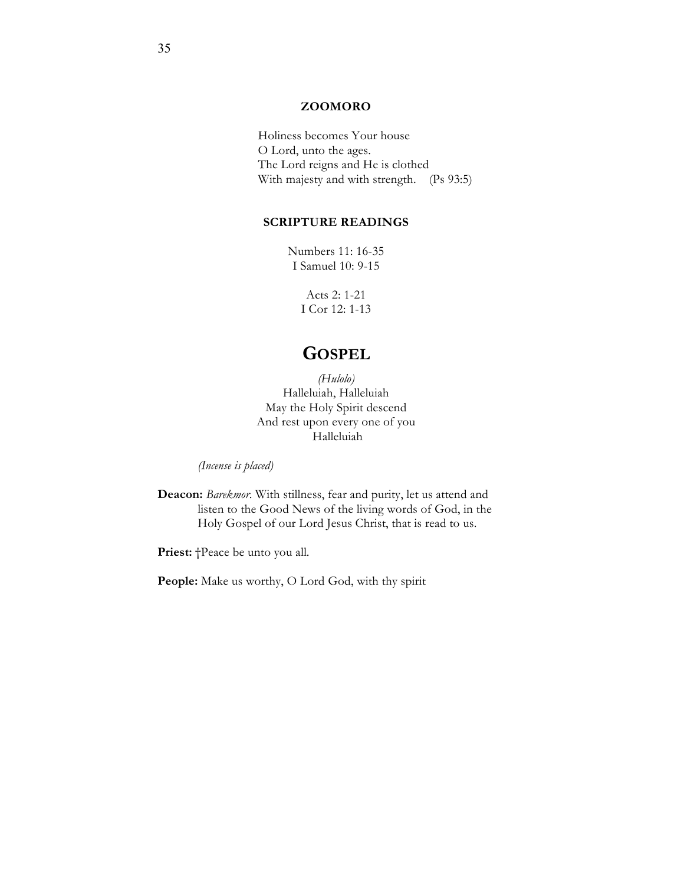### ZOOMORO

Holiness becomes Your house
O Lord, unto the ages.
The Lord reigns and He is clothed
With majesty and with strength. (Ps 93:5)

### SCRIPTURE READINGS

Numbers 11: 16-35
I Samuel 10: 9-15

Acts 2: 1-21
I Cor 12: 1-13

## GOSPEL

*(Hulolo)*
Halleluiah, Halleluiah
May the Holy Spirit descend
And rest upon every one of you
Halleluiah

*(Incense is placed)*

**Deacon:** *Barekmor*. With stillness, fear and purity, let us attend and listen to the Good News of the living words of God, in the Holy Gospel of our Lord Jesus Christ, that is read to us.

**Priest:** †Peace be unto you all.

**People:** Make us worthy, O Lord God, with thy spirit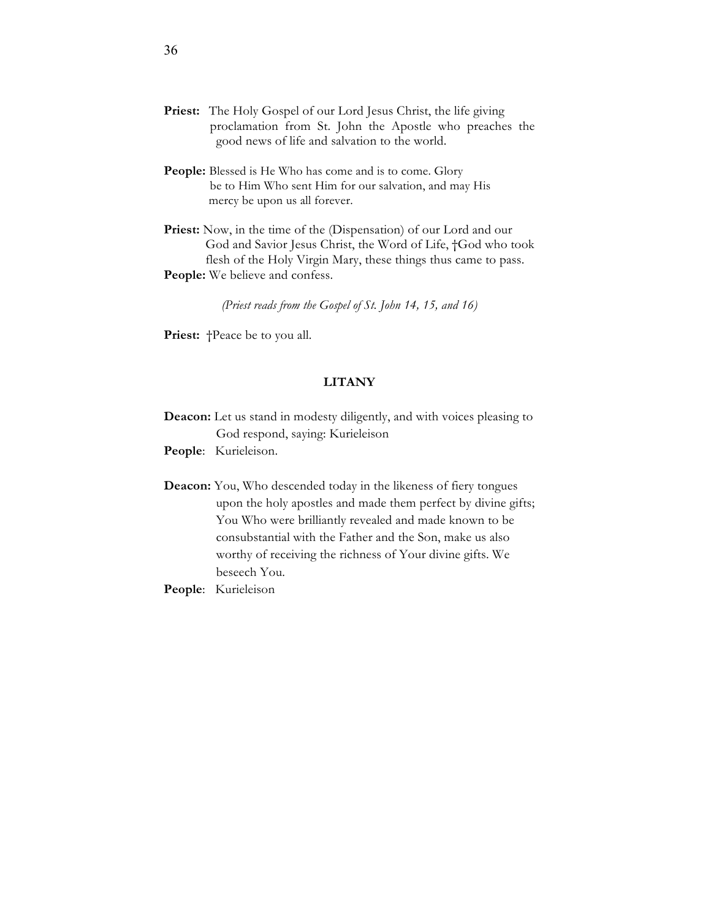**Priest:** The Holy Gospel of our Lord Jesus Christ, the life giving proclamation from St. John the Apostle who preaches the good news of life and salvation to the world.

**People:** Blessed is He Who has come and is to come. Glory be to Him Who sent Him for our salvation, and may His mercy be upon us all forever.

**Priest:** Now, in the time of the (Dispensation) of our Lord and our God and Savior Jesus Christ, the Word of Life, †God who took flesh of the Holy Virgin Mary, these things thus came to pass.
**People:** We believe and confess.

*(Priest reads from the Gospel of St. John 14, 15, and 16)*

**Priest:** †Peace be to you all.

## LITANY

**Deacon:** Let us stand in modesty diligently, and with voices pleasing to God respond, saying: Kurieleison
**People**: Kurieleison.

**Deacon:** You, Who descended today in the likeness of fiery tongues upon the holy apostles and made them perfect by divine gifts; You Who were brilliantly revealed and made known to be consubstantial with the Father and the Son, make us also worthy of receiving the richness of Your divine gifts. We beseech You.
**People**: Kurieleison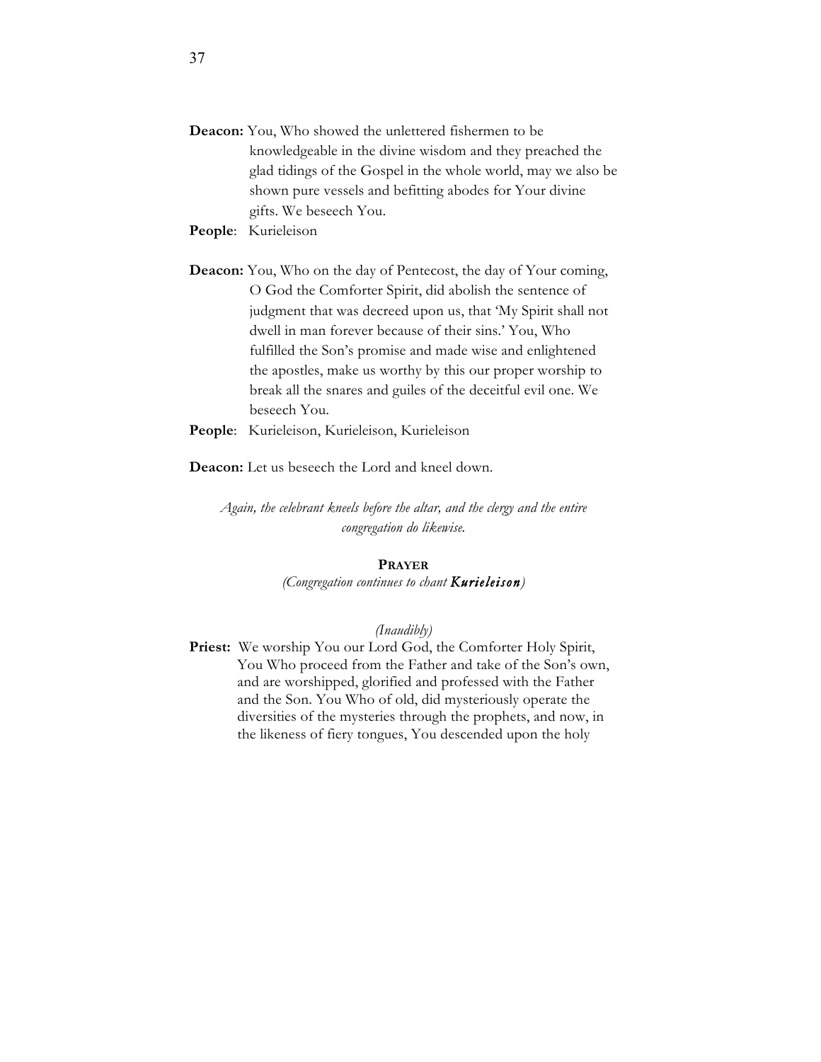**Deacon:** You, Who showed the unlettered fishermen to be knowledgeable in the divine wisdom and they preached the glad tidings of the Gospel in the whole world, may we also be shown pure vessels and befitting abodes for Your divine gifts. We beseech You.

**People**: Kurieleison

**Deacon:** You, Who on the day of Pentecost, the day of Your coming, O God the Comforter Spirit, did abolish the sentence of judgment that was decreed upon us, that 'My Spirit shall not dwell in man forever because of their sins.' You, Who fulfilled the Son's promise and made wise and enlightened the apostles, make us worthy by this our proper worship to break all the snares and guiles of the deceitful evil one. We beseech You.

**People**: Kurieleison, Kurieleison, Kurieleison

**Deacon:** Let us beseech the Lord and kneel down.

*Again, the celebrant kneels before the altar, and the clergy and the entire congregation do likewise.*

**PRAYER**

*(Congregation continues to chant* ***Kurieleison****)*

*(Inaudibly)*

**Priest:** We worship You our Lord God, the Comforter Holy Spirit, You Who proceed from the Father and take of the Son's own, and are worshipped, glorified and professed with the Father and the Son. You Who of old, did mysteriously operate the diversities of the mysteries through the prophets, and now, in the likeness of fiery tongues, You descended upon the holy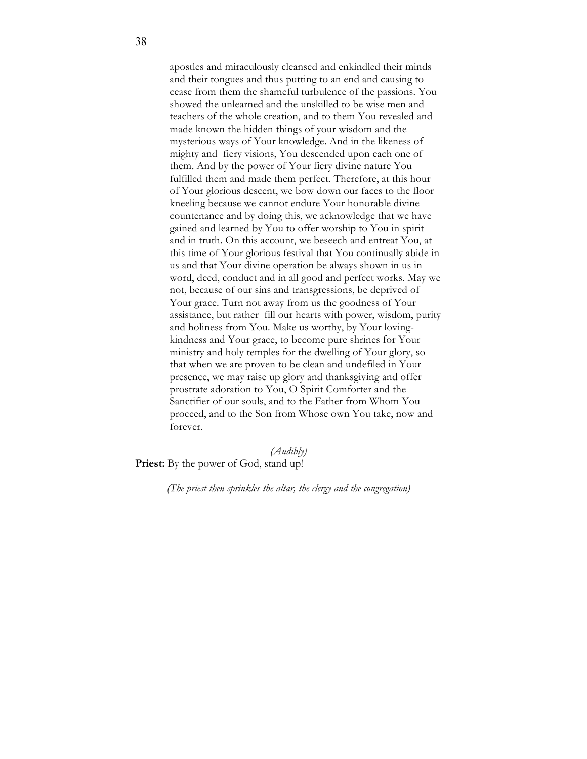apostles and miraculously cleansed and enkindled their minds and their tongues and thus putting to an end and causing to cease from them the shameful turbulence of the passions. You showed the unlearned and the unskilled to be wise men and teachers of the whole creation, and to them You revealed and made known the hidden things of your wisdom and the mysterious ways of Your knowledge. And in the likeness of mighty and fiery visions, You descended upon each one of them. And by the power of Your fiery divine nature You fulfilled them and made them perfect. Therefore, at this hour of Your glorious descent, we bow down our faces to the floor kneeling because we cannot endure Your honorable divine countenance and by doing this, we acknowledge that we have gained and learned by You to offer worship to You in spirit and in truth. On this account, we beseech and entreat You, at this time of Your glorious festival that You continually abide in us and that Your divine operation be always shown in us in word, deed, conduct and in all good and perfect works. May we not, because of our sins and transgressions, be deprived of Your grace. Turn not away from us the goodness of Your assistance, but rather fill our hearts with power, wisdom, purity and holiness from You. Make us worthy, by Your loving-kindness and Your grace, to become pure shrines for Your ministry and holy temples for the dwelling of Your glory, so that when we are proven to be clean and undefiled in Your presence, we may raise up glory and thanksgiving and offer prostrate adoration to You, O Spirit Comforter and the Sanctifier of our souls, and to the Father from Whom You proceed, and to the Son from Whose own You take, now and forever.

*(Audibly)*

**Priest:** By the power of God, stand up!

*(The priest then sprinkles the altar, the clergy and the congregation)*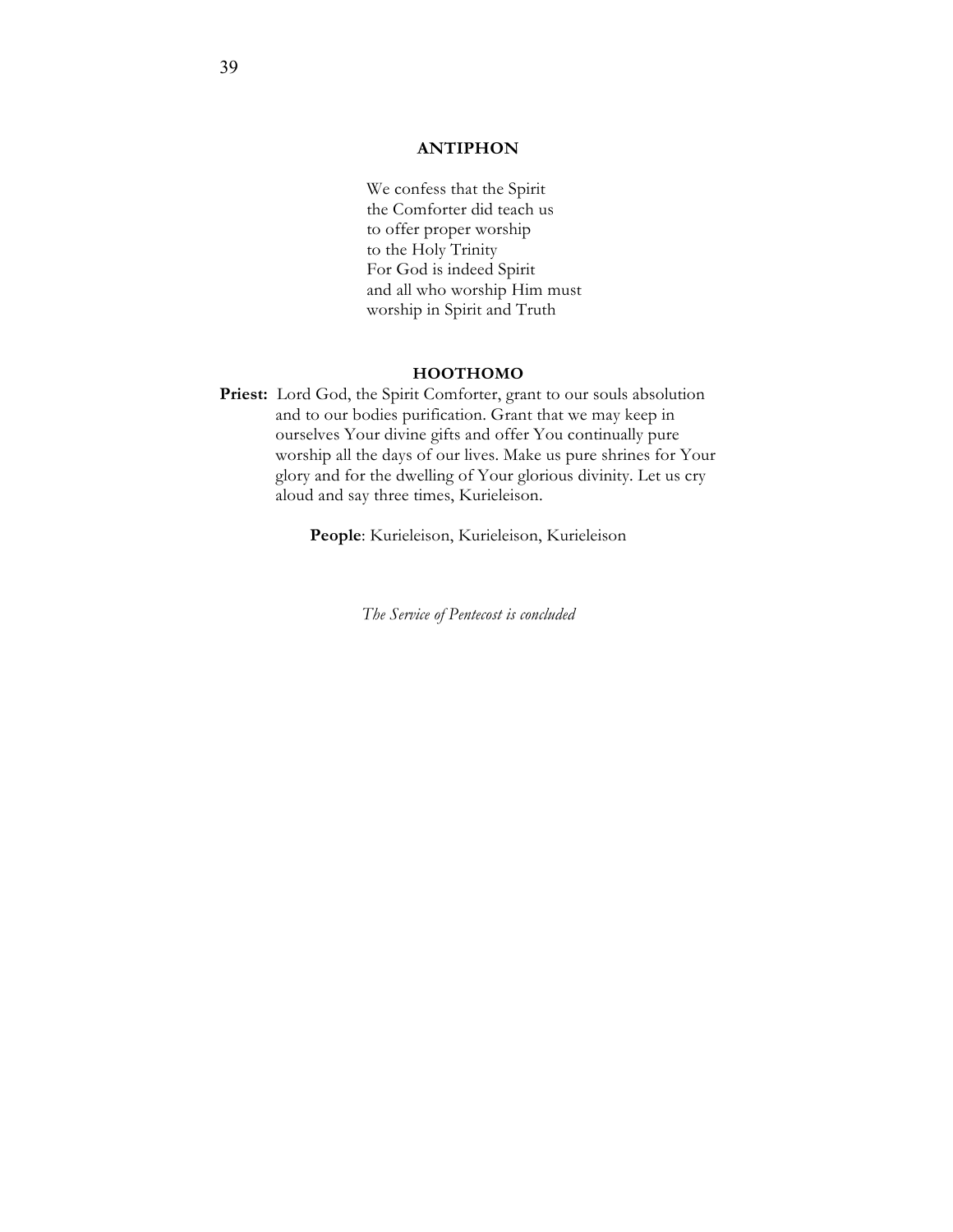## ANTIPHON

We confess that the Spirit
the Comforter did teach us
to offer proper worship
to the Holy Trinity
For God is indeed Spirit
and all who worship Him must
worship in Spirit and Truth

## HOOTHOMO

**Priest:** Lord God, the Spirit Comforter, grant to our souls absolution and to our bodies purification. Grant that we may keep in ourselves Your divine gifts and offer You continually pure worship all the days of our lives. Make us pure shrines for Your glory and for the dwelling of Your glorious divinity. Let us cry aloud and say three times, Kurieleison.

**People**: Kurieleison, Kurieleison, Kurieleison

*The Service of Pentecost is concluded*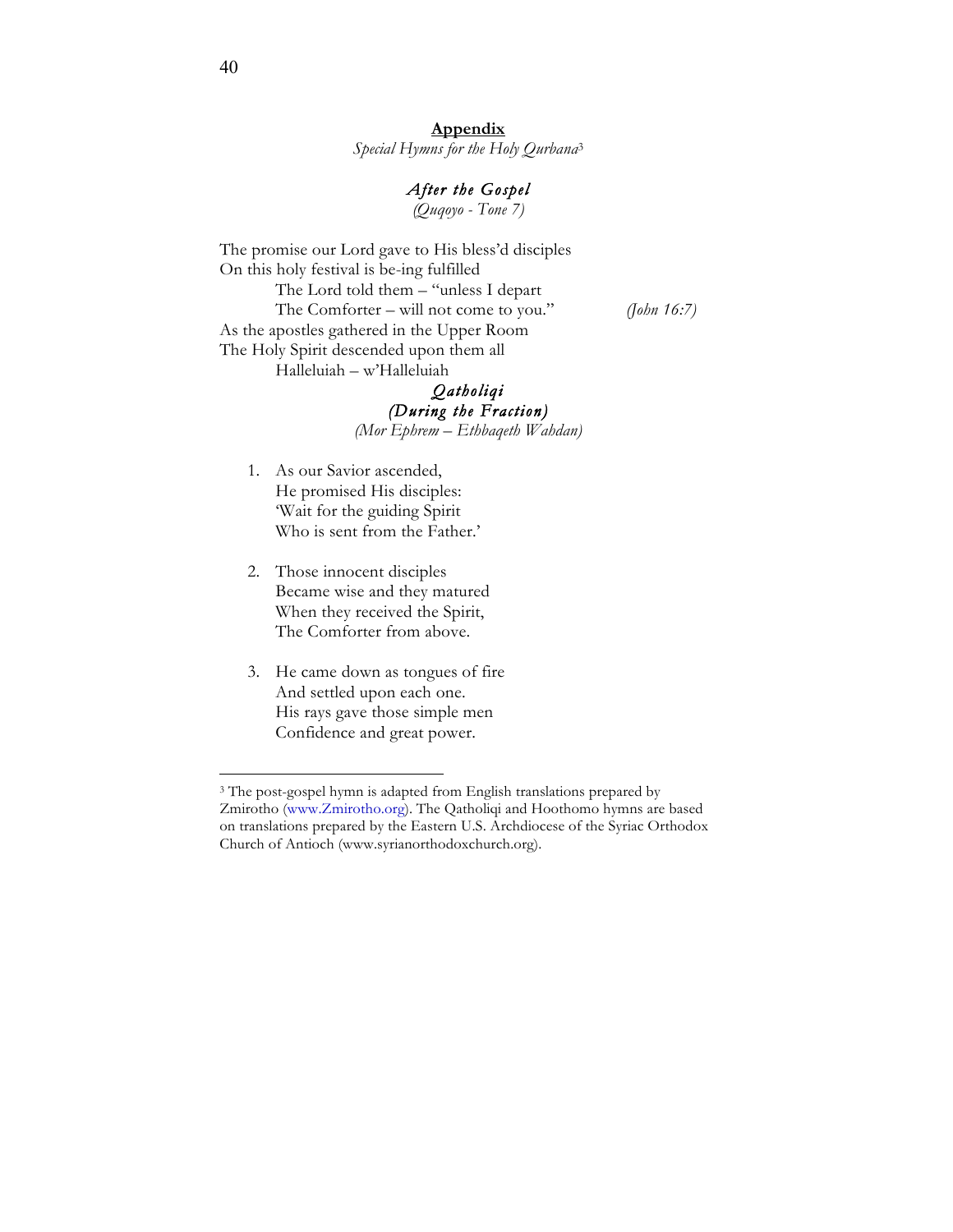## Appendix

*Special Hymns for the Holy Qurbana*[3]

### *After the Gospel*

*(Quqoyo - Tone 7)*

The promise our Lord gave to His bless'd disciples  
On this holy festival is be-ing fulfilled  
        The Lord told them – "unless I depart  
        The Comforter – will not come to you."        *(John 16:7)*  
As the apostles gathered in the Upper Room  
The Holy Spirit descended upon them all  
        Halleluiah – w'Halleluiah

### *Qatholiqi*
### *(During the Fraction)*

*(Mor Ephrem – Ethbaqeth Wahdan)*

1. As our Savior ascended,  
   He promised His disciples:  
   'Wait for the guiding Spirit  
   Who is sent from the Father.'

2. Those innocent disciples  
   Became wise and they matured  
   When they received the Spirit,  
   The Comforter from above.

3. He came down as tongues of fire  
   And settled upon each one.  
   His rays gave those simple men  
   Confidence and great power.

---

[3] The post-gospel hymn is adapted from English translations prepared by Zmirotho (www.Zmirotho.org). The Qatholiqi and Hoothomo hymns are based on translations prepared by the Eastern U.S. Archdiocese of the Syriac Orthodox Church of Antioch (www.syrianorthodoxchurch.org).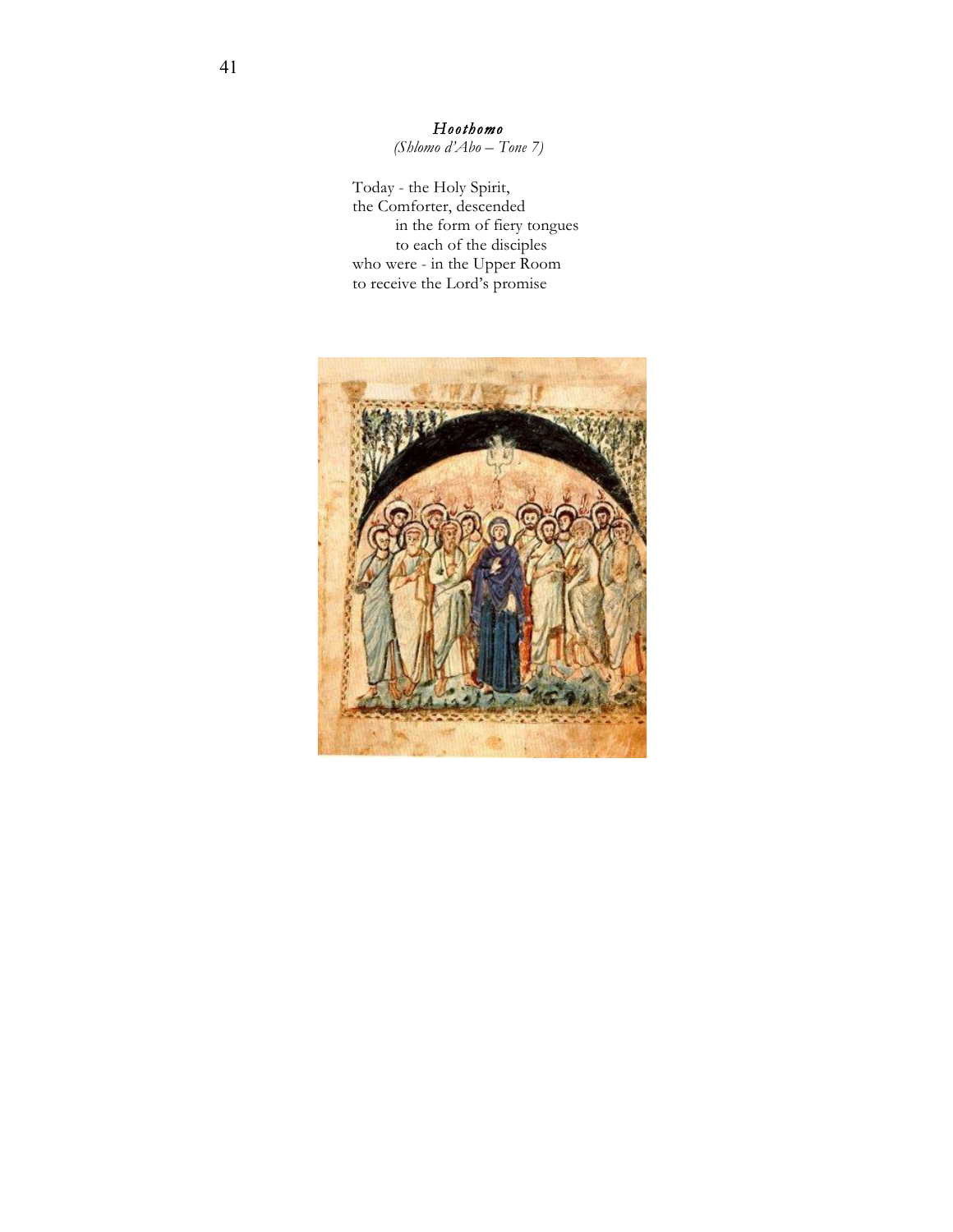*Hoothomo*

*(Shlomo d'Abo – Tone 7)*

Today - the Holy Spirit,
the Comforter, descended
    in the form of fiery tongues
    to each of the disciples
who were - in the Upper Room
to receive the Lord's promise